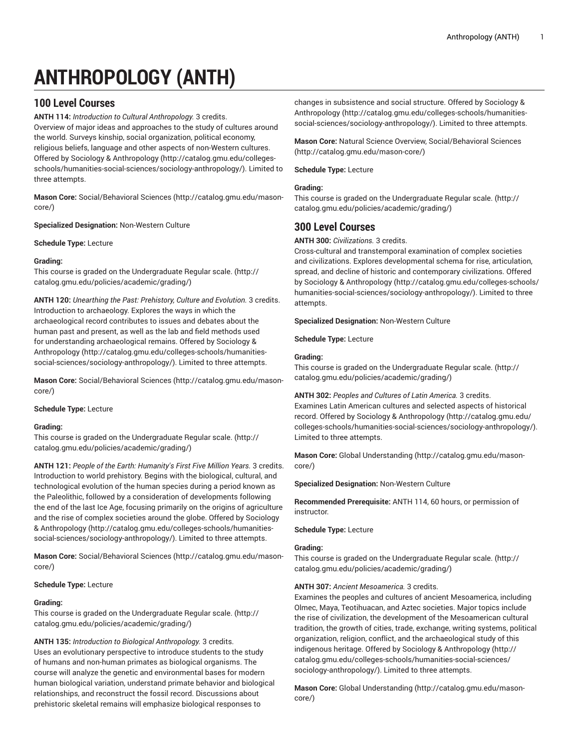# ANTHROPOLOGY (ANTH)

## 100 Level Courses

**ANTH 114:** *Introduction to Cultural Anthropology.* 3 credits.
Overview of major ideas and approaches to the study of cultures around the world. Surveys kinship, social organization, political economy, religious beliefs, language and other aspects of non-Western cultures. Offered by Sociology & Anthropology (http://catalog.gmu.edu/colleges-schools/humanities-social-sciences/sociology-anthropology/). Limited to three attempts.

**Mason Core:** Social/Behavioral Sciences (http://catalog.gmu.edu/mason-core/)

**Specialized Designation:** Non-Western Culture

**Schedule Type:** Lecture

**Grading:**
This course is graded on the Undergraduate Regular scale. (http://catalog.gmu.edu/policies/academic/grading/)

**ANTH 120:** *Unearthing the Past: Prehistory, Culture and Evolution.* 3 credits.
Introduction to archaeology. Explores the ways in which the archaeological record contributes to issues and debates about the human past and present, as well as the lab and field methods used for understanding archaeological remains. Offered by Sociology & Anthropology (http://catalog.gmu.edu/colleges-schools/humanities-social-sciences/sociology-anthropology/). Limited to three attempts.

**Mason Core:** Social/Behavioral Sciences (http://catalog.gmu.edu/mason-core/)

**Schedule Type:** Lecture

**Grading:**
This course is graded on the Undergraduate Regular scale. (http://catalog.gmu.edu/policies/academic/grading/)

**ANTH 121:** *People of the Earth: Humanity's First Five Million Years.* 3 credits.
Introduction to world prehistory. Begins with the biological, cultural, and technological evolution of the human species during a period known as the Paleolithic, followed by a consideration of developments following the end of the last Ice Age, focusing primarily on the origins of agriculture and the rise of complex societies around the globe. Offered by Sociology & Anthropology (http://catalog.gmu.edu/colleges-schools/humanities-social-sciences/sociology-anthropology/). Limited to three attempts.

**Mason Core:** Social/Behavioral Sciences (http://catalog.gmu.edu/mason-core/)

**Schedule Type:** Lecture

**Grading:**
This course is graded on the Undergraduate Regular scale. (http://catalog.gmu.edu/policies/academic/grading/)

**ANTH 135:** *Introduction to Biological Anthropology.* 3 credits.
Uses an evolutionary perspective to introduce students to the study of humans and non-human primates as biological organisms. The course will analyze the genetic and environmental bases for modern human biological variation, understand primate behavior and biological relationships, and reconstruct the fossil record. Discussions about prehistoric skeletal remains will emphasize biological responses to changes in subsistence and social structure. Offered by Sociology & Anthropology (http://catalog.gmu.edu/colleges-schools/humanities-social-sciences/sociology-anthropology/). Limited to three attempts.

**Mason Core:** Natural Science Overview, Social/Behavioral Sciences (http://catalog.gmu.edu/mason-core/)

**Schedule Type:** Lecture

**Grading:**
This course is graded on the Undergraduate Regular scale. (http://catalog.gmu.edu/policies/academic/grading/)

## 300 Level Courses

**ANTH 300:** *Civilizations.* 3 credits.
Cross-cultural and transtemporal examination of complex societies and civilizations. Explores developmental schema for rise, articulation, spread, and decline of historic and contemporary civilizations. Offered by Sociology & Anthropology (http://catalog.gmu.edu/colleges-schools/humanities-social-sciences/sociology-anthropology/). Limited to three attempts.

**Specialized Designation:** Non-Western Culture

**Schedule Type:** Lecture

**Grading:**
This course is graded on the Undergraduate Regular scale. (http://catalog.gmu.edu/policies/academic/grading/)

**ANTH 302:** *Peoples and Cultures of Latin America.* 3 credits.
Examines Latin American cultures and selected aspects of historical record. Offered by Sociology & Anthropology (http://catalog.gmu.edu/colleges-schools/humanities-social-sciences/sociology-anthropology/). Limited to three attempts.

**Mason Core:** Global Understanding (http://catalog.gmu.edu/mason-core/)

**Specialized Designation:** Non-Western Culture

**Recommended Prerequisite:** ANTH 114, 60 hours, or permission of instructor.

**Schedule Type:** Lecture

**Grading:**
This course is graded on the Undergraduate Regular scale. (http://catalog.gmu.edu/policies/academic/grading/)

**ANTH 307:** *Ancient Mesoamerica.* 3 credits.
Examines the peoples and cultures of ancient Mesoamerica, including Olmec, Maya, Teotihuacan, and Aztec societies. Major topics include the rise of civilization, the development of the Mesoamerican cultural tradition, the growth of cities, trade, exchange, writing systems, political organization, religion, conflict, and the archaeological study of this indigenous heritage. Offered by Sociology & Anthropology (http://catalog.gmu.edu/colleges-schools/humanities-social-sciences/sociology-anthropology/). Limited to three attempts.

**Mason Core:** Global Understanding (http://catalog.gmu.edu/mason-core/)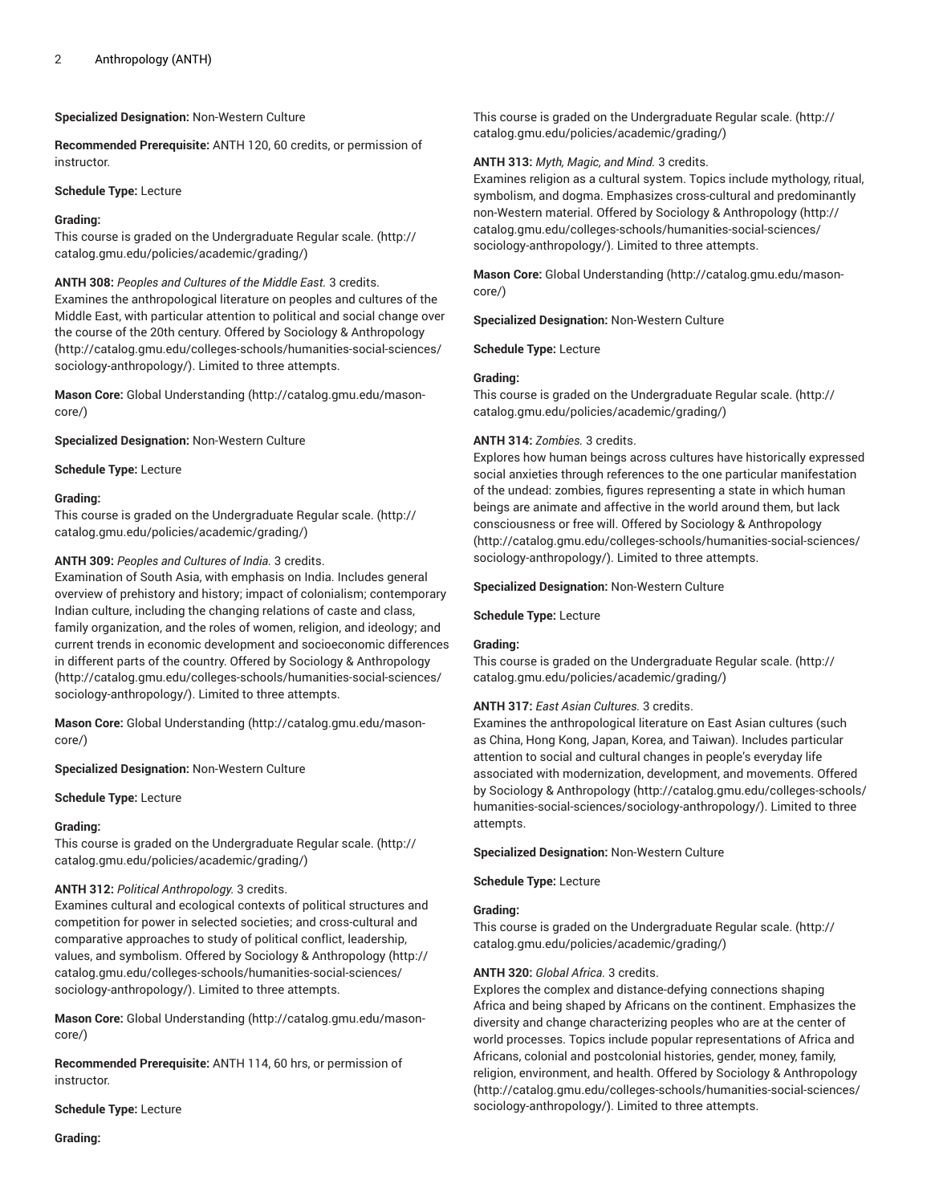**Specialized Designation:** Non-Western Culture

**Recommended Prerequisite:** ANTH 120, 60 credits, or permission of instructor.

**Schedule Type:** Lecture

**Grading:**
This course is graded on the Undergraduate Regular scale. (http://catalog.gmu.edu/policies/academic/grading/)

**ANTH 308:** *Peoples and Cultures of the Middle East.* 3 credits.
Examines the anthropological literature on peoples and cultures of the Middle East, with particular attention to political and social change over the course of the 20th century. Offered by Sociology & Anthropology (http://catalog.gmu.edu/colleges-schools/humanities-social-sciences/sociology-anthropology/). Limited to three attempts.

**Mason Core:** Global Understanding (http://catalog.gmu.edu/mason-core/)

**Specialized Designation:** Non-Western Culture

**Schedule Type:** Lecture

**Grading:**
This course is graded on the Undergraduate Regular scale. (http://catalog.gmu.edu/policies/academic/grading/)

**ANTH 309:** *Peoples and Cultures of India.* 3 credits.
Examination of South Asia, with emphasis on India. Includes general overview of prehistory and history; impact of colonialism; contemporary Indian culture, including the changing relations of caste and class, family organization, and the roles of women, religion, and ideology; and current trends in economic development and socioeconomic differences in different parts of the country. Offered by Sociology & Anthropology (http://catalog.gmu.edu/colleges-schools/humanities-social-sciences/sociology-anthropology/). Limited to three attempts.

**Mason Core:** Global Understanding (http://catalog.gmu.edu/mason-core/)

**Specialized Designation:** Non-Western Culture

**Schedule Type:** Lecture

**Grading:**
This course is graded on the Undergraduate Regular scale. (http://catalog.gmu.edu/policies/academic/grading/)

**ANTH 312:** *Political Anthropology.* 3 credits.
Examines cultural and ecological contexts of political structures and competition for power in selected societies; and cross-cultural and comparative approaches to study of political conflict, leadership, values, and symbolism. Offered by Sociology & Anthropology (http://catalog.gmu.edu/colleges-schools/humanities-social-sciences/sociology-anthropology/). Limited to three attempts.

**Mason Core:** Global Understanding (http://catalog.gmu.edu/mason-core/)

**Recommended Prerequisite:** ANTH 114, 60 hrs, or permission of instructor.

**Schedule Type:** Lecture

**Grading:**
This course is graded on the Undergraduate Regular scale. (http://catalog.gmu.edu/policies/academic/grading/)

**ANTH 313:** *Myth, Magic, and Mind.* 3 credits.
Examines religion as a cultural system. Topics include mythology, ritual, symbolism, and dogma. Emphasizes cross-cultural and predominantly non-Western material. Offered by Sociology & Anthropology (http://catalog.gmu.edu/colleges-schools/humanities-social-sciences/sociology-anthropology/). Limited to three attempts.

**Mason Core:** Global Understanding (http://catalog.gmu.edu/mason-core/)

**Specialized Designation:** Non-Western Culture

**Schedule Type:** Lecture

**Grading:**
This course is graded on the Undergraduate Regular scale. (http://catalog.gmu.edu/policies/academic/grading/)

**ANTH 314:** *Zombies.* 3 credits.
Explores how human beings across cultures have historically expressed social anxieties through references to the one particular manifestation of the undead: zombies, figures representing a state in which human beings are animate and affective in the world around them, but lack consciousness or free will. Offered by Sociology & Anthropology (http://catalog.gmu.edu/colleges-schools/humanities-social-sciences/sociology-anthropology/). Limited to three attempts.

**Specialized Designation:** Non-Western Culture

**Schedule Type:** Lecture

**Grading:**
This course is graded on the Undergraduate Regular scale. (http://catalog.gmu.edu/policies/academic/grading/)

**ANTH 317:** *East Asian Cultures.* 3 credits.
Examines the anthropological literature on East Asian cultures (such as China, Hong Kong, Japan, Korea, and Taiwan). Includes particular attention to social and cultural changes in people's everyday life associated with modernization, development, and movements. Offered by Sociology & Anthropology (http://catalog.gmu.edu/colleges-schools/humanities-social-sciences/sociology-anthropology/). Limited to three attempts.

**Specialized Designation:** Non-Western Culture

**Schedule Type:** Lecture

**Grading:**
This course is graded on the Undergraduate Regular scale. (http://catalog.gmu.edu/policies/academic/grading/)

**ANTH 320:** *Global Africa.* 3 credits.
Explores the complex and distance-defying connections shaping Africa and being shaped by Africans on the continent. Emphasizes the diversity and change characterizing peoples who are at the center of world processes. Topics include popular representations of Africa and Africans, colonial and postcolonial histories, gender, money, family, religion, environment, and health. Offered by Sociology & Anthropology (http://catalog.gmu.edu/colleges-schools/humanities-social-sciences/sociology-anthropology/). Limited to three attempts.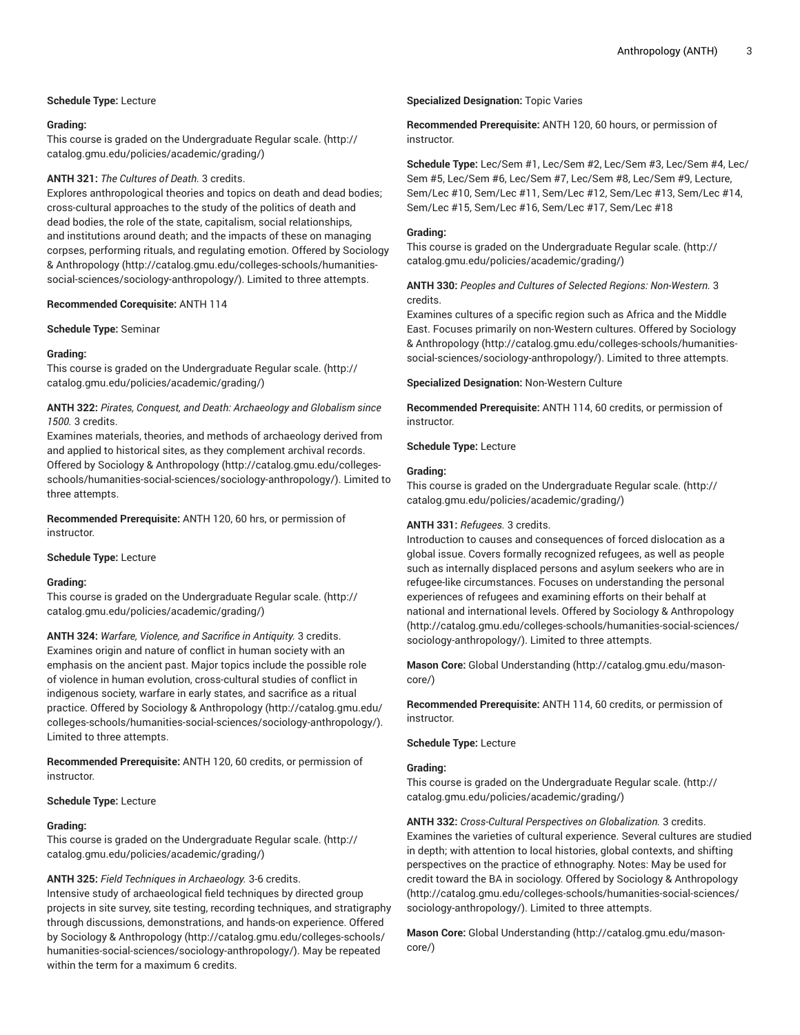**Schedule Type:** Lecture

**Grading:**
This course is graded on the Undergraduate Regular scale. (http://catalog.gmu.edu/policies/academic/grading/)

**ANTH 321:** *The Cultures of Death.* 3 credits.
Explores anthropological theories and topics on death and dead bodies; cross-cultural approaches to the study of the politics of death and dead bodies, the role of the state, capitalism, social relationships, and institutions around death; and the impacts of these on managing corpses, performing rituals, and regulating emotion. Offered by Sociology & Anthropology (http://catalog.gmu.edu/colleges-schools/humanities-social-sciences/sociology-anthropology/). Limited to three attempts.

**Recommended Corequisite:** ANTH 114

**Schedule Type:** Seminar

**Grading:**
This course is graded on the Undergraduate Regular scale. (http://catalog.gmu.edu/policies/academic/grading/)

**ANTH 322:** *Pirates, Conquest, and Death: Archaeology and Globalism since 1500.* 3 credits.
Examines materials, theories, and methods of archaeology derived from and applied to historical sites, as they complement archival records. Offered by Sociology & Anthropology (http://catalog.gmu.edu/colleges-schools/humanities-social-sciences/sociology-anthropology/). Limited to three attempts.

**Recommended Prerequisite:** ANTH 120, 60 hrs, or permission of instructor.

**Schedule Type:** Lecture

**Grading:**
This course is graded on the Undergraduate Regular scale. (http://catalog.gmu.edu/policies/academic/grading/)

**ANTH 324:** *Warfare, Violence, and Sacrifice in Antiquity.* 3 credits.
Examines origin and nature of conflict in human society with an emphasis on the ancient past. Major topics include the possible role of violence in human evolution, cross-cultural studies of conflict in indigenous society, warfare in early states, and sacrifice as a ritual practice. Offered by Sociology & Anthropology (http://catalog.gmu.edu/colleges-schools/humanities-social-sciences/sociology-anthropology/). Limited to three attempts.

**Recommended Prerequisite:** ANTH 120, 60 credits, or permission of instructor.

**Schedule Type:** Lecture

**Grading:**
This course is graded on the Undergraduate Regular scale. (http://catalog.gmu.edu/policies/academic/grading/)

**ANTH 325:** *Field Techniques in Archaeology.* 3-6 credits.
Intensive study of archaeological field techniques by directed group projects in site survey, site testing, recording techniques, and stratigraphy through discussions, demonstrations, and hands-on experience. Offered by Sociology & Anthropology (http://catalog.gmu.edu/colleges-schools/humanities-social-sciences/sociology-anthropology/). May be repeated within the term for a maximum 6 credits.

**Specialized Designation:** Topic Varies

**Recommended Prerequisite:** ANTH 120, 60 hours, or permission of instructor.

**Schedule Type:** Lec/Sem #1, Lec/Sem #2, Lec/Sem #3, Lec/Sem #4, Lec/Sem #5, Lec/Sem #6, Lec/Sem #7, Lec/Sem #8, Lec/Sem #9, Lecture, Sem/Lec #10, Sem/Lec #11, Sem/Lec #12, Sem/Lec #13, Sem/Lec #14, Sem/Lec #15, Sem/Lec #16, Sem/Lec #17, Sem/Lec #18

**Grading:**
This course is graded on the Undergraduate Regular scale. (http://catalog.gmu.edu/policies/academic/grading/)

**ANTH 330:** *Peoples and Cultures of Selected Regions: Non-Western.* 3 credits.
Examines cultures of a specific region such as Africa and the Middle East. Focuses primarily on non-Western cultures. Offered by Sociology & Anthropology (http://catalog.gmu.edu/colleges-schools/humanities-social-sciences/sociology-anthropology/). Limited to three attempts.

**Specialized Designation:** Non-Western Culture

**Recommended Prerequisite:** ANTH 114, 60 credits, or permission of instructor.

**Schedule Type:** Lecture

**Grading:**
This course is graded on the Undergraduate Regular scale. (http://catalog.gmu.edu/policies/academic/grading/)

**ANTH 331:** *Refugees.* 3 credits.
Introduction to causes and consequences of forced dislocation as a global issue. Covers formally recognized refugees, as well as people such as internally displaced persons and asylum seekers who are in refugee-like circumstances. Focuses on understanding the personal experiences of refugees and examining efforts on their behalf at national and international levels. Offered by Sociology & Anthropology (http://catalog.gmu.edu/colleges-schools/humanities-social-sciences/sociology-anthropology/). Limited to three attempts.

**Mason Core:** Global Understanding (http://catalog.gmu.edu/mason-core/)

**Recommended Prerequisite:** ANTH 114, 60 credits, or permission of instructor.

**Schedule Type:** Lecture

**Grading:**
This course is graded on the Undergraduate Regular scale. (http://catalog.gmu.edu/policies/academic/grading/)

**ANTH 332:** *Cross-Cultural Perspectives on Globalization.* 3 credits.
Examines the varieties of cultural experience. Several cultures are studied in depth; with attention to local histories, global contexts, and shifting perspectives on the practice of ethnography. Notes: May be used for credit toward the BA in sociology. Offered by Sociology & Anthropology (http://catalog.gmu.edu/colleges-schools/humanities-social-sciences/sociology-anthropology/). Limited to three attempts.

**Mason Core:** Global Understanding (http://catalog.gmu.edu/mason-core/)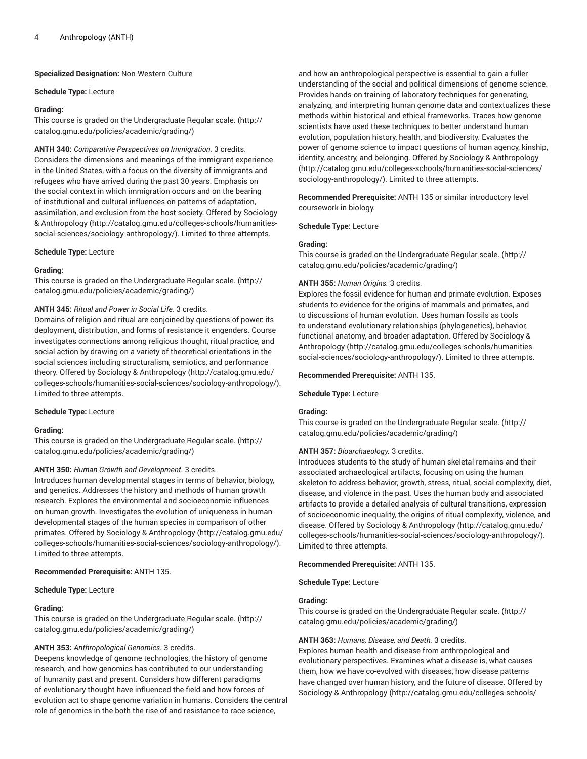**Specialized Designation:** Non-Western Culture

**Schedule Type:** Lecture

**Grading:**
This course is graded on the Undergraduate Regular scale. (http://catalog.gmu.edu/policies/academic/grading/)

**ANTH 340:** *Comparative Perspectives on Immigration.* 3 credits.
Considers the dimensions and meanings of the immigrant experience in the United States, with a focus on the diversity of immigrants and refugees who have arrived during the past 30 years. Emphasis on the social context in which immigration occurs and on the bearing of institutional and cultural influences on patterns of adaptation, assimilation, and exclusion from the host society. Offered by Sociology & Anthropology (http://catalog.gmu.edu/colleges-schools/humanities-social-sciences/sociology-anthropology/). Limited to three attempts.

**Schedule Type:** Lecture

**Grading:**
This course is graded on the Undergraduate Regular scale. (http://catalog.gmu.edu/policies/academic/grading/)

**ANTH 345:** *Ritual and Power in Social Life.* 3 credits.
Domains of religion and ritual are conjoined by questions of power: its deployment, distribution, and forms of resistance it engenders. Course investigates connections among religious thought, ritual practice, and social action by drawing on a variety of theoretical orientations in the social sciences including structuralism, semiotics, and performance theory. Offered by Sociology & Anthropology (http://catalog.gmu.edu/colleges-schools/humanities-social-sciences/sociology-anthropology/). Limited to three attempts.

**Schedule Type:** Lecture

**Grading:**
This course is graded on the Undergraduate Regular scale. (http://catalog.gmu.edu/policies/academic/grading/)

**ANTH 350:** *Human Growth and Development.* 3 credits.
Introduces human developmental stages in terms of behavior, biology, and genetics. Addresses the history and methods of human growth research. Explores the environmental and socioeconomic influences on human growth. Investigates the evolution of uniqueness in human developmental stages of the human species in comparison of other primates. Offered by Sociology & Anthropology (http://catalog.gmu.edu/colleges-schools/humanities-social-sciences/sociology-anthropology/). Limited to three attempts.

**Recommended Prerequisite:** ANTH 135.

**Schedule Type:** Lecture

**Grading:**
This course is graded on the Undergraduate Regular scale. (http://catalog.gmu.edu/policies/academic/grading/)

**ANTH 353:** *Anthropological Genomics.* 3 credits.
Deepens knowledge of genome technologies, the history of genome research, and how genomics has contributed to our understanding of humanity past and present. Considers how different paradigms of evolutionary thought have influenced the field and how forces of evolution act to shape genome variation in humans. Considers the central role of genomics in the both the rise of and resistance to race science, and how an anthropological perspective is essential to gain a fuller understanding of the social and political dimensions of genome science. Provides hands-on training of laboratory techniques for generating, analyzing, and interpreting human genome data and contextualizes these methods within historical and ethical frameworks. Traces how genome scientists have used these techniques to better understand human evolution, population history, health, and biodiversity. Evaluates the power of genome science to impact questions of human agency, kinship, identity, ancestry, and belonging. Offered by Sociology & Anthropology (http://catalog.gmu.edu/colleges-schools/humanities-social-sciences/sociology-anthropology/). Limited to three attempts.

**Recommended Prerequisite:** ANTH 135 or similar introductory level coursework in biology.

**Schedule Type:** Lecture

**Grading:**
This course is graded on the Undergraduate Regular scale. (http://catalog.gmu.edu/policies/academic/grading/)

**ANTH 355:** *Human Origins.* 3 credits.
Explores the fossil evidence for human and primate evolution. Exposes students to evidence for the origins of mammals and primates, and to discussions of human evolution. Uses human fossils as tools to understand evolutionary relationships (phylogenetics), behavior, functional anatomy, and broader adaptation. Offered by Sociology & Anthropology (http://catalog.gmu.edu/colleges-schools/humanities-social-sciences/sociology-anthropology/). Limited to three attempts.

**Recommended Prerequisite:** ANTH 135.

**Schedule Type:** Lecture

**Grading:**
This course is graded on the Undergraduate Regular scale. (http://catalog.gmu.edu/policies/academic/grading/)

**ANTH 357:** *Bioarchaeology.* 3 credits.
Introduces students to the study of human skeletal remains and their associated archaeological artifacts, focusing on using the human skeleton to address behavior, growth, stress, ritual, social complexity, diet, disease, and violence in the past. Uses the human body and associated artifacts to provide a detailed analysis of cultural transitions, expression of socioeconomic inequality, the origins of ritual complexity, violence, and disease. Offered by Sociology & Anthropology (http://catalog.gmu.edu/colleges-schools/humanities-social-sciences/sociology-anthropology/). Limited to three attempts.

**Recommended Prerequisite:** ANTH 135.

**Schedule Type:** Lecture

**Grading:**
This course is graded on the Undergraduate Regular scale. (http://catalog.gmu.edu/policies/academic/grading/)

**ANTH 363:** *Humans, Disease, and Death.* 3 credits.
Explores human health and disease from anthropological and evolutionary perspectives. Examines what a disease is, what causes them, how we have co-evolved with diseases, how disease patterns have changed over human history, and the future of disease. Offered by Sociology & Anthropology (http://catalog.gmu.edu/colleges-schools/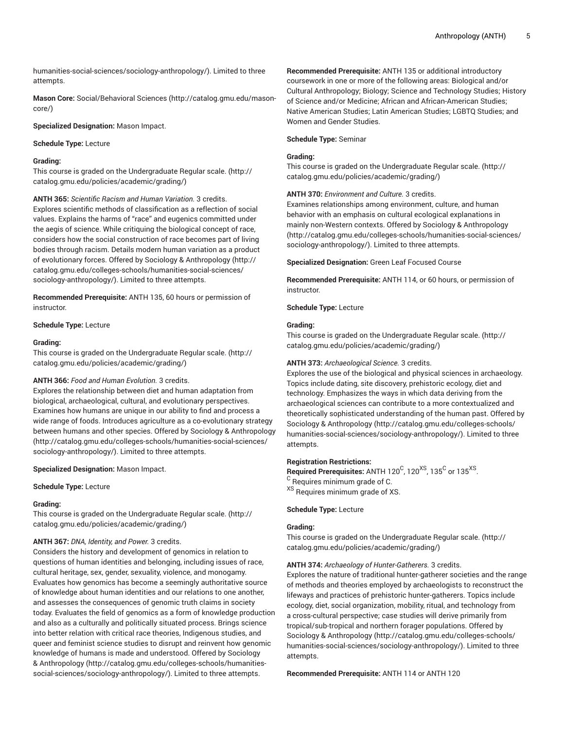humanities-social-sciences/sociology-anthropology/). Limited to three attempts.

**Mason Core:** Social/Behavioral Sciences (http://catalog.gmu.edu/mason-core/)

**Specialized Designation:** Mason Impact.

**Schedule Type:** Lecture

**Grading:**
This course is graded on the Undergraduate Regular scale. (http://catalog.gmu.edu/policies/academic/grading/)

**ANTH 365:** *Scientific Racism and Human Variation.* 3 credits.
Explores scientific methods of classification as a reflection of social values. Explains the harms of "race" and eugenics committed under the aegis of science. While critiquing the biological concept of race, considers how the social construction of race becomes part of living bodies through racism. Details modern human variation as a product of evolutionary forces. Offered by Sociology & Anthropology (http://catalog.gmu.edu/colleges-schools/humanities-social-sciences/sociology-anthropology/). Limited to three attempts.

**Recommended Prerequisite:** ANTH 135, 60 hours or permission of instructor.

**Schedule Type:** Lecture

**Grading:**
This course is graded on the Undergraduate Regular scale. (http://catalog.gmu.edu/policies/academic/grading/)

**ANTH 366:** *Food and Human Evolution.* 3 credits.
Explores the relationship between diet and human adaptation from biological, archaeological, cultural, and evolutionary perspectives. Examines how humans are unique in our ability to find and process a wide range of foods. Introduces agriculture as a co-evolutionary strategy between humans and other species. Offered by Sociology & Anthropology (http://catalog.gmu.edu/colleges-schools/humanities-social-sciences/sociology-anthropology/). Limited to three attempts.

**Specialized Designation:** Mason Impact.

**Schedule Type:** Lecture

**Grading:**
This course is graded on the Undergraduate Regular scale. (http://catalog.gmu.edu/policies/academic/grading/)

**ANTH 367:** *DNA, Identity, and Power.* 3 credits.
Considers the history and development of genomics in relation to questions of human identities and belonging, including issues of race, cultural heritage, sex, gender, sexuality, violence, and monogamy. Evaluates how genomics has become a seemingly authoritative source of knowledge about human identities and our relations to one another, and assesses the consequences of genomic truth claims in society today. Evaluates the field of genomics as a form of knowledge production and also as a culturally and politically situated process. Brings science into better relation with critical race theories, Indigenous studies, and queer and feminist science studies to disrupt and reinvent how genomic knowledge of humans is made and understood. Offered by Sociology & Anthropology (http://catalog.gmu.edu/colleges-schools/humanities-social-sciences/sociology-anthropology/). Limited to three attempts.

**Recommended Prerequisite:** ANTH 135 or additional introductory coursework in one or more of the following areas: Biological and/or Cultural Anthropology; Biology; Science and Technology Studies; History of Science and/or Medicine; African and African-American Studies; Native American Studies; Latin American Studies; LGBTQ Studies; and Women and Gender Studies.

**Schedule Type:** Seminar

**Grading:**
This course is graded on the Undergraduate Regular scale. (http://catalog.gmu.edu/policies/academic/grading/)

**ANTH 370:** *Environment and Culture.* 3 credits.
Examines relationships among environment, culture, and human behavior with an emphasis on cultural ecological explanations in mainly non-Western contexts. Offered by Sociology & Anthropology (http://catalog.gmu.edu/colleges-schools/humanities-social-sciences/sociology-anthropology/). Limited to three attempts.

**Specialized Designation:** Green Leaf Focused Course

**Recommended Prerequisite:** ANTH 114, or 60 hours, or permission of instructor.

**Schedule Type:** Lecture

**Grading:**
This course is graded on the Undergraduate Regular scale. (http://catalog.gmu.edu/policies/academic/grading/)

**ANTH 373:** *Archaeological Science.* 3 credits.
Explores the use of the biological and physical sciences in archaeology. Topics include dating, site discovery, prehistoric ecology, diet and technology. Emphasizes the ways in which data deriving from the archaeological sciences can contribute to a more contextualized and theoretically sophisticated understanding of the human past. Offered by Sociology & Anthropology (http://catalog.gmu.edu/colleges-schools/humanities-social-sciences/sociology-anthropology/). Limited to three attempts.

**Registration Restrictions:**
**Required Prerequisites:** ANTH 120[C], 120[XS], 135[C] or 135[XS].
[C] Requires minimum grade of C.
[XS] Requires minimum grade of XS.

**Schedule Type:** Lecture

**Grading:**
This course is graded on the Undergraduate Regular scale. (http://catalog.gmu.edu/policies/academic/grading/)

**ANTH 374:** *Archaeology of Hunter-Gatherers.* 3 credits.
Explores the nature of traditional hunter-gatherer societies and the range of methods and theories employed by archaeologists to reconstruct the lifeways and practices of prehistoric hunter-gatherers. Topics include ecology, diet, social organization, mobility, ritual, and technology from a cross-cultural perspective; case studies will derive primarily from tropical/sub-tropical and northern forager populations. Offered by Sociology & Anthropology (http://catalog.gmu.edu/colleges-schools/humanities-social-sciences/sociology-anthropology/). Limited to three attempts.

**Recommended Prerequisite:** ANTH 114 or ANTH 120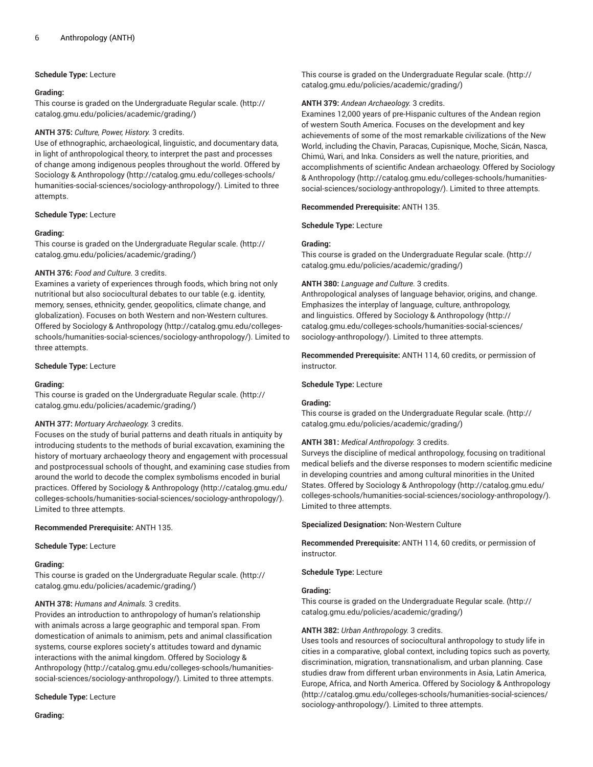**Schedule Type:** Lecture

**Grading:**
This course is graded on the Undergraduate Regular scale. (http://catalog.gmu.edu/policies/academic/grading/)

**ANTH 375:** *Culture, Power, History.* 3 credits.
Use of ethnographic, archaeological, linguistic, and documentary data, in light of anthropological theory, to interpret the past and processes of change among indigenous peoples throughout the world. Offered by Sociology & Anthropology (http://catalog.gmu.edu/colleges-schools/humanities-social-sciences/sociology-anthropology/). Limited to three attempts.

**Schedule Type:** Lecture

**Grading:**
This course is graded on the Undergraduate Regular scale. (http://catalog.gmu.edu/policies/academic/grading/)

**ANTH 376:** *Food and Culture.* 3 credits.
Examines a variety of experiences through foods, which bring not only nutritional but also sociocultural debates to our table (e.g. identity, memory, senses, ethnicity, gender, geopolitics, climate change, and globalization). Focuses on both Western and non-Western cultures. Offered by Sociology & Anthropology (http://catalog.gmu.edu/colleges-schools/humanities-social-sciences/sociology-anthropology/). Limited to three attempts.

**Schedule Type:** Lecture

**Grading:**
This course is graded on the Undergraduate Regular scale. (http://catalog.gmu.edu/policies/academic/grading/)

**ANTH 377:** *Mortuary Archaeology.* 3 credits.
Focuses on the study of burial patterns and death rituals in antiquity by introducing students to the methods of burial excavation, examining the history of mortuary archaeology theory and engagement with processual and postprocessual schools of thought, and examining case studies from around the world to decode the complex symbolisms encoded in burial practices. Offered by Sociology & Anthropology (http://catalog.gmu.edu/colleges-schools/humanities-social-sciences/sociology-anthropology/). Limited to three attempts.

**Recommended Prerequisite:** ANTH 135.

**Schedule Type:** Lecture

**Grading:**
This course is graded on the Undergraduate Regular scale. (http://catalog.gmu.edu/policies/academic/grading/)

**ANTH 378:** *Humans and Animals.* 3 credits.
Provides an introduction to anthropology of human's relationship with animals across a large geographic and temporal span. From domestication of animals to animism, pets and animal classification systems, course explores society's attitudes toward and dynamic interactions with the animal kingdom. Offered by Sociology & Anthropology (http://catalog.gmu.edu/colleges-schools/humanities-social-sciences/sociology-anthropology/). Limited to three attempts.

**Schedule Type:** Lecture

**Grading:**
This course is graded on the Undergraduate Regular scale. (http://catalog.gmu.edu/policies/academic/grading/)

**ANTH 379:** *Andean Archaeology.* 3 credits.
Examines 12,000 years of pre-Hispanic cultures of the Andean region of western South America. Focuses on the development and key achievements of some of the most remarkable civilizations of the New World, including the Chavin, Paracas, Cupisnique, Moche, Sicán, Nasca, Chimú, Wari, and lnka. Considers as well the nature, priorities, and accomplishments of scientific Andean archaeology. Offered by Sociology & Anthropology (http://catalog.gmu.edu/colleges-schools/humanities-social-sciences/sociology-anthropology/). Limited to three attempts.

**Recommended Prerequisite:** ANTH 135.

**Schedule Type:** Lecture

**Grading:**
This course is graded on the Undergraduate Regular scale. (http://catalog.gmu.edu/policies/academic/grading/)

**ANTH 380:** *Language and Culture.* 3 credits.
Anthropological analyses of language behavior, origins, and change. Emphasizes the interplay of language, culture, anthropology, and linguistics. Offered by Sociology & Anthropology (http://catalog.gmu.edu/colleges-schools/humanities-social-sciences/sociology-anthropology/). Limited to three attempts.

**Recommended Prerequisite:** ANTH 114, 60 credits, or permission of instructor.

**Schedule Type:** Lecture

**Grading:**
This course is graded on the Undergraduate Regular scale. (http://catalog.gmu.edu/policies/academic/grading/)

**ANTH 381:** *Medical Anthropology.* 3 credits.
Surveys the discipline of medical anthropology, focusing on traditional medical beliefs and the diverse responses to modern scientific medicine in developing countries and among cultural minorities in the United States. Offered by Sociology & Anthropology (http://catalog.gmu.edu/colleges-schools/humanities-social-sciences/sociology-anthropology/). Limited to three attempts.

**Specialized Designation:** Non-Western Culture

**Recommended Prerequisite:** ANTH 114, 60 credits, or permission of instructor.

**Schedule Type:** Lecture

**Grading:**
This course is graded on the Undergraduate Regular scale. (http://catalog.gmu.edu/policies/academic/grading/)

**ANTH 382:** *Urban Anthropology.* 3 credits.
Uses tools and resources of sociocultural anthropology to study life in cities in a comparative, global context, including topics such as poverty, discrimination, migration, transnationalism, and urban planning. Case studies draw from different urban environments in Asia, Latin America, Europe, Africa, and North America. Offered by Sociology & Anthropology (http://catalog.gmu.edu/colleges-schools/humanities-social-sciences/sociology-anthropology/). Limited to three attempts.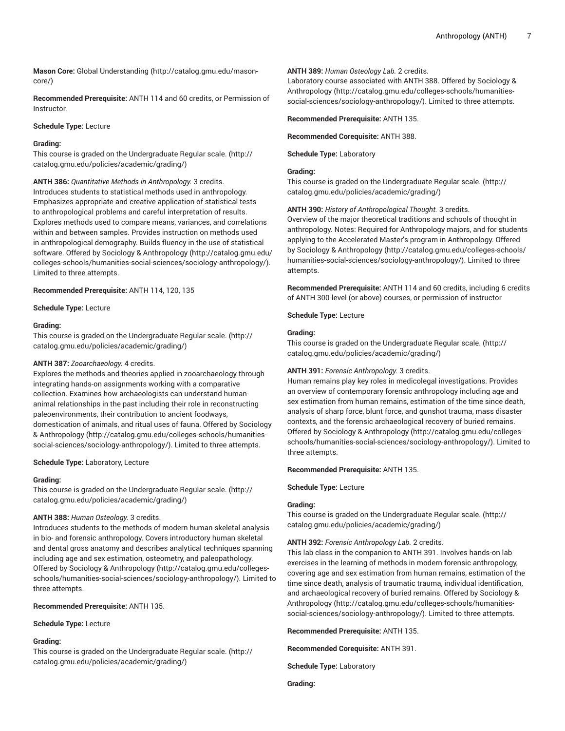**Mason Core:** Global Understanding (http://catalog.gmu.edu/mason-core/)

**Recommended Prerequisite:** ANTH 114 and 60 credits, or Permission of Instructor.

**Schedule Type:** Lecture

**Grading:**
This course is graded on the Undergraduate Regular scale. (http://catalog.gmu.edu/policies/academic/grading/)

**ANTH 386:** *Quantitative Methods in Anthropology.* 3 credits.
Introduces students to statistical methods used in anthropology. Emphasizes appropriate and creative application of statistical tests to anthropological problems and careful interpretation of results. Explores methods used to compare means, variances, and correlations within and between samples. Provides instruction on methods used in anthropological demography. Builds fluency in the use of statistical software. Offered by Sociology & Anthropology (http://catalog.gmu.edu/colleges-schools/humanities-social-sciences/sociology-anthropology/). Limited to three attempts.

**Recommended Prerequisite:** ANTH 114, 120, 135

**Schedule Type:** Lecture

**Grading:**
This course is graded on the Undergraduate Regular scale. (http://catalog.gmu.edu/policies/academic/grading/)

**ANTH 387:** *Zooarchaeology.* 4 credits.
Explores the methods and theories applied in zooarchaeology through integrating hands-on assignments working with a comparative collection. Examines how archaeologists can understand human-animal relationships in the past including their role in reconstructing paleoenvironments, their contribution to ancient foodways, domestication of animals, and ritual uses of fauna. Offered by Sociology & Anthropology (http://catalog.gmu.edu/colleges-schools/humanities-social-sciences/sociology-anthropology/). Limited to three attempts.

**Schedule Type:** Laboratory, Lecture

**Grading:**
This course is graded on the Undergraduate Regular scale. (http://catalog.gmu.edu/policies/academic/grading/)

**ANTH 388:** *Human Osteology.* 3 credits.
Introduces students to the methods of modern human skeletal analysis in bio- and forensic anthropology. Covers introductory human skeletal and dental gross anatomy and describes analytical techniques spanning including age and sex estimation, osteometry, and paleopathology. Offered by Sociology & Anthropology (http://catalog.gmu.edu/colleges-schools/humanities-social-sciences/sociology-anthropology/). Limited to three attempts.

**Recommended Prerequisite:** ANTH 135.

**Schedule Type:** Lecture

**Grading:**
This course is graded on the Undergraduate Regular scale. (http://catalog.gmu.edu/policies/academic/grading/)

**ANTH 389:** *Human Osteology Lab.* 2 credits.
Laboratory course associated with ANTH 388. Offered by Sociology & Anthropology (http://catalog.gmu.edu/colleges-schools/humanities-social-sciences/sociology-anthropology/). Limited to three attempts.

**Recommended Prerequisite:** ANTH 135.

**Recommended Corequisite:** ANTH 388.

**Schedule Type:** Laboratory

**Grading:**
This course is graded on the Undergraduate Regular scale. (http://catalog.gmu.edu/policies/academic/grading/)

**ANTH 390:** *History of Anthropological Thought.* 3 credits.
Overview of the major theoretical traditions and schools of thought in anthropology. Notes: Required for Anthropology majors, and for students applying to the Accelerated Master's program in Anthropology. Offered by Sociology & Anthropology (http://catalog.gmu.edu/colleges-schools/humanities-social-sciences/sociology-anthropology/). Limited to three attempts.

**Recommended Prerequisite:** ANTH 114 and 60 credits, including 6 credits of ANTH 300-level (or above) courses, or permission of instructor

**Schedule Type:** Lecture

**Grading:**
This course is graded on the Undergraduate Regular scale. (http://catalog.gmu.edu/policies/academic/grading/)

**ANTH 391:** *Forensic Anthropology.* 3 credits.
Human remains play key roles in medicolegal investigations. Provides an overview of contemporary forensic anthropology including age and sex estimation from human remains, estimation of the time since death, analysis of sharp force, blunt force, and gunshot trauma, mass disaster contexts, and the forensic archaeological recovery of buried remains. Offered by Sociology & Anthropology (http://catalog.gmu.edu/colleges-schools/humanities-social-sciences/sociology-anthropology/). Limited to three attempts.

**Recommended Prerequisite:** ANTH 135.

**Schedule Type:** Lecture

**Grading:**
This course is graded on the Undergraduate Regular scale. (http://catalog.gmu.edu/policies/academic/grading/)

**ANTH 392:** *Forensic Anthropology Lab.* 2 credits.
This lab class in the companion to ANTH 391. Involves hands-on lab exercises in the learning of methods in modern forensic anthropology, covering age and sex estimation from human remains, estimation of the time since death, analysis of traumatic trauma, individual identification, and archaeological recovery of buried remains. Offered by Sociology & Anthropology (http://catalog.gmu.edu/colleges-schools/humanities-social-sciences/sociology-anthropology/). Limited to three attempts.

**Recommended Prerequisite:** ANTH 135.

**Recommended Corequisite:** ANTH 391.

**Schedule Type:** Laboratory

**Grading:**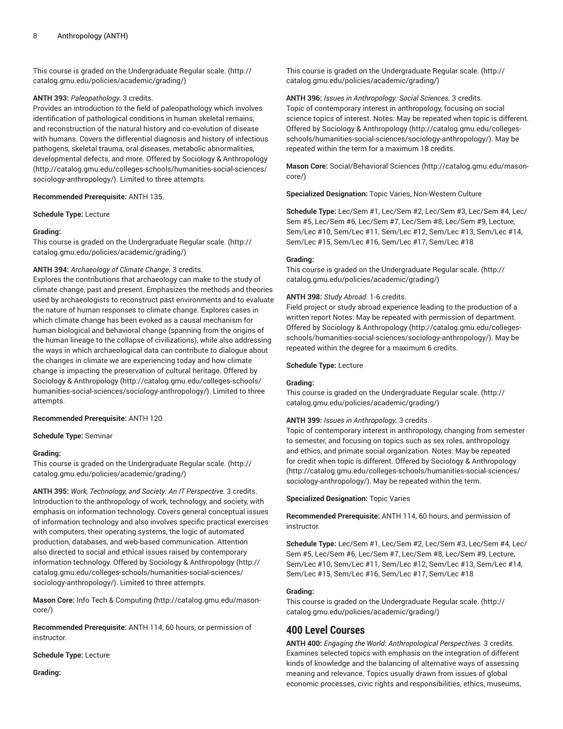This course is graded on the Undergraduate Regular scale. (http://catalog.gmu.edu/policies/academic/grading/)

**ANTH 393:** *Paleopathology.* 3 credits.
Provides an introduction to the field of paleopathology which involves identification of pathological conditions in human skeletal remains, and reconstruction of the natural history and co-evolution of disease with humans. Covers the differential diagnosis and history of infectious pathogens, skeletal trauma, oral diseases, metabolic abnormalities, developmental defects, and more. Offered by Sociology & Anthropology (http://catalog.gmu.edu/colleges-schools/humanities-social-sciences/sociology-anthropology/). Limited to three attempts.

**Recommended Prerequisite:** ANTH 135.

**Schedule Type:** Lecture

**Grading:**
This course is graded on the Undergraduate Regular scale. (http://catalog.gmu.edu/policies/academic/grading/)

**ANTH 394:** *Archaeology of Climate Change.* 3 credits.
Explores the contributions that archaeology can make to the study of climate change, past and present. Emphasizes the methods and theories used by archaeologists to reconstruct past environments and to evaluate the nature of human responses to climate change. Explores cases in which climate change has been evoked as a causal mechanism for human biological and behavioral change (spanning from the origins of the human lineage to the collapse of civilizations), while also addressing the ways in which archaeological data can contribute to dialogue about the changes in climate we are experiencing today and how climate change is impacting the preservation of cultural heritage. Offered by Sociology & Anthropology (http://catalog.gmu.edu/colleges-schools/humanities-social-sciences/sociology-anthropology/). Limited to three attempts.

**Recommended Prerequisite:** ANTH 120

**Schedule Type:** Seminar

**Grading:**
This course is graded on the Undergraduate Regular scale. (http://catalog.gmu.edu/policies/academic/grading/)

**ANTH 395:** *Work, Technology, and Society: An IT Perspective.* 3 credits.
Introduction to the anthropology of work, technology, and society, with emphasis on information technology. Covers general conceptual issues of information technology and also involves specific practical exercises with computers, their operating systems, the logic of automated production, databases, and web-based communication. Attention also directed to social and ethical issues raised by contemporary information technology. Offered by Sociology & Anthropology (http://catalog.gmu.edu/colleges-schools/humanities-social-sciences/sociology-anthropology/). Limited to three attempts.

**Mason Core:** Info Tech & Computing (http://catalog.gmu.edu/mason-core/)

**Recommended Prerequisite:** ANTH 114, 60 hours, or permission of instructor.

**Schedule Type:** Lecture

**Grading:**
This course is graded on the Undergraduate Regular scale. (http://catalog.gmu.edu/policies/academic/grading/)

**ANTH 396:** *Issues in Anthropology: Social Sciences.* 3 credits.
Topic of contemporary interest in anthropology, focusing on social science topics of interest. Notes: May be repeated when topic is different. Offered by Sociology & Anthropology (http://catalog.gmu.edu/colleges-schools/humanities-social-sciences/sociology-anthropology/). May be repeated within the term for a maximum 18 credits.

**Mason Core:** Social/Behavioral Sciences (http://catalog.gmu.edu/mason-core/)

**Specialized Designation:** Topic Varies, Non-Western Culture

**Schedule Type:** Lec/Sem #1, Lec/Sem #2, Lec/Sem #3, Lec/Sem #4, Lec/Sem #5, Lec/Sem #6, Lec/Sem #7, Lec/Sem #8, Lec/Sem #9, Lecture, Sem/Lec #10, Sem/Lec #11, Sem/Lec #12, Sem/Lec #13, Sem/Lec #14, Sem/Lec #15, Sem/Lec #16, Sem/Lec #17, Sem/Lec #18

**Grading:**
This course is graded on the Undergraduate Regular scale. (http://catalog.gmu.edu/policies/academic/grading/)

**ANTH 398:** *Study Abroad.* 1-6 credits.
Field project or study abroad experience leading to the production of a written report Notes: May be repeated with permission of department. Offered by Sociology & Anthropology (http://catalog.gmu.edu/colleges-schools/humanities-social-sciences/sociology-anthropology/). May be repeated within the degree for a maximum 6 credits.

**Schedule Type:** Lecture

**Grading:**
This course is graded on the Undergraduate Regular scale. (http://catalog.gmu.edu/policies/academic/grading/)

**ANTH 399:** *Issues in Anthropology.* 3 credits.
Topic of contemporary interest in anthropology, changing from semester to semester, and focusing on topics such as sex roles, anthropology and ethics, and primate social organization. Notes: May be repeated for credit when topic is different. Offered by Sociology & Anthropology (http://catalog.gmu.edu/colleges-schools/humanities-social-sciences/sociology-anthropology/). May be repeated within the term.

**Specialized Designation:** Topic Varies

**Recommended Prerequisite:** ANTH 114, 60 hours, and permission of instructor.

**Schedule Type:** Lec/Sem #1, Lec/Sem #2, Lec/Sem #3, Lec/Sem #4, Lec/Sem #5, Lec/Sem #6, Lec/Sem #7, Lec/Sem #8, Lec/Sem #9, Lecture, Sem/Lec #10, Sem/Lec #11, Sem/Lec #12, Sem/Lec #13, Sem/Lec #14, Sem/Lec #15, Sem/Lec #16, Sem/Lec #17, Sem/Lec #18

**Grading:**
This course is graded on the Undergraduate Regular scale. (http://catalog.gmu.edu/policies/academic/grading/)

## 400 Level Courses

**ANTH 400:** *Engaging the World: Anthropological Perspectives.* 3 credits.
Examines selected topics with emphasis on the integration of different kinds of knowledge and the balancing of alternative ways of assessing meaning and relevance. Topics usually drawn from issues of global economic processes, civic rights and responsibilities, ethics, museums,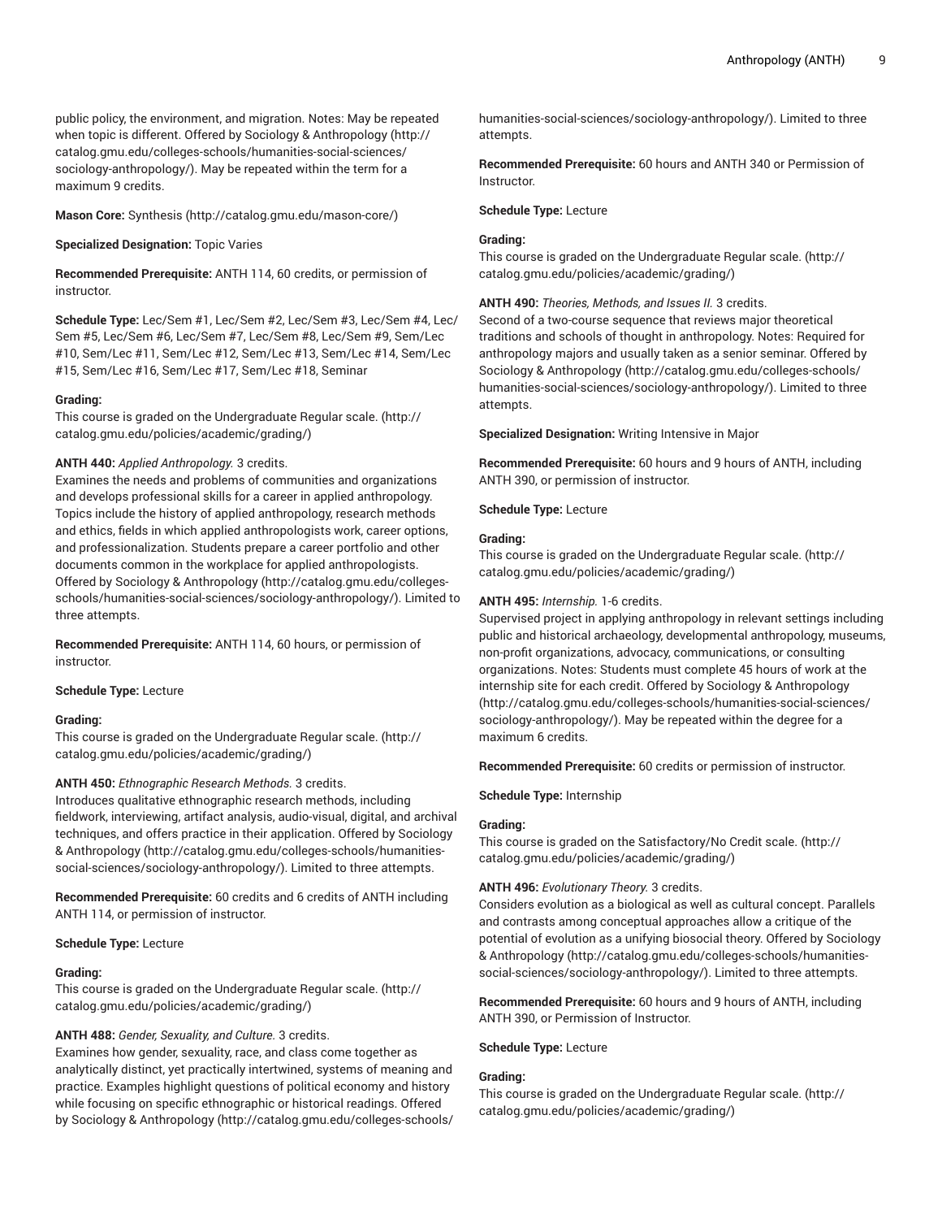public policy, the environment, and migration. Notes: May be repeated when topic is different. Offered by Sociology & Anthropology (http://catalog.gmu.edu/colleges-schools/humanities-social-sciences/sociology-anthropology/). May be repeated within the term for a maximum 9 credits.

**Mason Core:** Synthesis (http://catalog.gmu.edu/mason-core/)

**Specialized Designation:** Topic Varies

**Recommended Prerequisite:** ANTH 114, 60 credits, or permission of instructor.

**Schedule Type:** Lec/Sem #1, Lec/Sem #2, Lec/Sem #3, Lec/Sem #4, Lec/Sem #5, Lec/Sem #6, Lec/Sem #7, Lec/Sem #8, Lec/Sem #9, Sem/Lec #10, Sem/Lec #11, Sem/Lec #12, Sem/Lec #13, Sem/Lec #14, Sem/Lec #15, Sem/Lec #16, Sem/Lec #17, Sem/Lec #18, Seminar

**Grading:**
This course is graded on the Undergraduate Regular scale. (http://catalog.gmu.edu/policies/academic/grading/)

**ANTH 440:** *Applied Anthropology.* 3 credits.
Examines the needs and problems of communities and organizations and develops professional skills for a career in applied anthropology. Topics include the history of applied anthropology, research methods and ethics, fields in which applied anthropologists work, career options, and professionalization. Students prepare a career portfolio and other documents common in the workplace for applied anthropologists. Offered by Sociology & Anthropology (http://catalog.gmu.edu/colleges-schools/humanities-social-sciences/sociology-anthropology/). Limited to three attempts.

**Recommended Prerequisite:** ANTH 114, 60 hours, or permission of instructor.

**Schedule Type:** Lecture

**Grading:**
This course is graded on the Undergraduate Regular scale. (http://catalog.gmu.edu/policies/academic/grading/)

**ANTH 450:** *Ethnographic Research Methods.* 3 credits.
Introduces qualitative ethnographic research methods, including fieldwork, interviewing, artifact analysis, audio-visual, digital, and archival techniques, and offers practice in their application. Offered by Sociology & Anthropology (http://catalog.gmu.edu/colleges-schools/humanities-social-sciences/sociology-anthropology/). Limited to three attempts.

**Recommended Prerequisite:** 60 credits and 6 credits of ANTH including ANTH 114, or permission of instructor.

**Schedule Type:** Lecture

**Grading:**
This course is graded on the Undergraduate Regular scale. (http://catalog.gmu.edu/policies/academic/grading/)

**ANTH 488:** *Gender, Sexuality, and Culture.* 3 credits.
Examines how gender, sexuality, race, and class come together as analytically distinct, yet practically intertwined, systems of meaning and practice. Examples highlight questions of political economy and history while focusing on specific ethnographic or historical readings. Offered by Sociology & Anthropology (http://catalog.gmu.edu/colleges-schools/humanities-social-sciences/sociology-anthropology/). Limited to three attempts.

**Recommended Prerequisite:** 60 hours and ANTH 340 or Permission of Instructor.

**Schedule Type:** Lecture

**Grading:**
This course is graded on the Undergraduate Regular scale. (http://catalog.gmu.edu/policies/academic/grading/)

**ANTH 490:** *Theories, Methods, and Issues II.* 3 credits.
Second of a two-course sequence that reviews major theoretical traditions and schools of thought in anthropology. Notes: Required for anthropology majors and usually taken as a senior seminar. Offered by Sociology & Anthropology (http://catalog.gmu.edu/colleges-schools/humanities-social-sciences/sociology-anthropology/). Limited to three attempts.

**Specialized Designation:** Writing Intensive in Major

**Recommended Prerequisite:** 60 hours and 9 hours of ANTH, including ANTH 390, or permission of instructor.

**Schedule Type:** Lecture

**Grading:**
This course is graded on the Undergraduate Regular scale. (http://catalog.gmu.edu/policies/academic/grading/)

**ANTH 495:** *Internship.* 1-6 credits.
Supervised project in applying anthropology in relevant settings including public and historical archaeology, developmental anthropology, museums, non-profit organizations, advocacy, communications, or consulting organizations. Notes: Students must complete 45 hours of work at the internship site for each credit. Offered by Sociology & Anthropology (http://catalog.gmu.edu/colleges-schools/humanities-social-sciences/sociology-anthropology/). May be repeated within the degree for a maximum 6 credits.

**Recommended Prerequisite:** 60 credits or permission of instructor.

**Schedule Type:** Internship

**Grading:**
This course is graded on the Satisfactory/No Credit scale. (http://catalog.gmu.edu/policies/academic/grading/)

**ANTH 496:** *Evolutionary Theory.* 3 credits.
Considers evolution as a biological as well as cultural concept. Parallels and contrasts among conceptual approaches allow a critique of the potential of evolution as a unifying biosocial theory. Offered by Sociology & Anthropology (http://catalog.gmu.edu/colleges-schools/humanities-social-sciences/sociology-anthropology/). Limited to three attempts.

**Recommended Prerequisite:** 60 hours and 9 hours of ANTH, including ANTH 390, or Permission of Instructor.

**Schedule Type:** Lecture

**Grading:**
This course is graded on the Undergraduate Regular scale. (http://catalog.gmu.edu/policies/academic/grading/)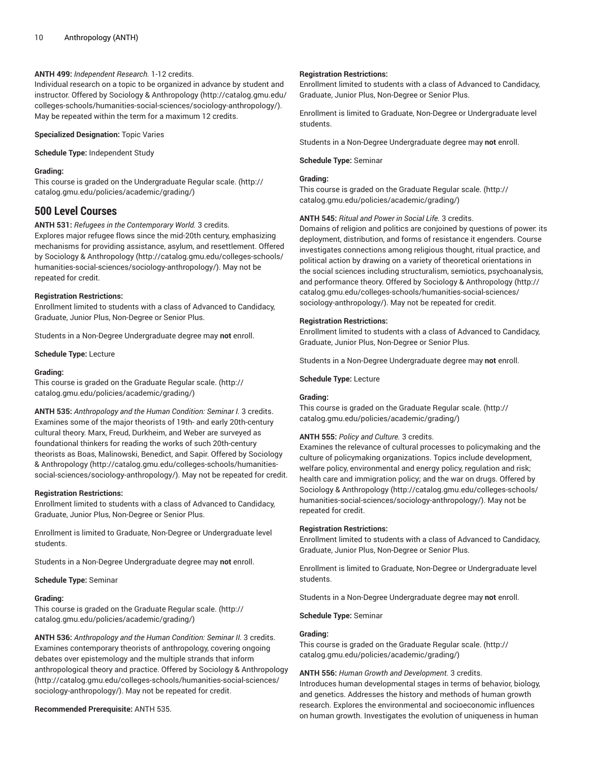**ANTH 499:** *Independent Research.* 1-12 credits.
Individual research on a topic to be organized in advance by student and instructor. Offered by Sociology & Anthropology (http://catalog.gmu.edu/colleges-schools/humanities-social-sciences/sociology-anthropology/). May be repeated within the term for a maximum 12 credits.

**Specialized Designation:** Topic Varies

**Schedule Type:** Independent Study

**Grading:**
This course is graded on the Undergraduate Regular scale. (http://catalog.gmu.edu/policies/academic/grading/)

## 500 Level Courses

**ANTH 531:** *Refugees in the Contemporary World.* 3 credits.
Explores major refugee flows since the mid-20th century, emphasizing mechanisms for providing assistance, asylum, and resettlement. Offered by Sociology & Anthropology (http://catalog.gmu.edu/colleges-schools/humanities-social-sciences/sociology-anthropology/). May not be repeated for credit.

**Registration Restrictions:**
Enrollment limited to students with a class of Advanced to Candidacy, Graduate, Junior Plus, Non-Degree or Senior Plus.

Students in a Non-Degree Undergraduate degree may **not** enroll.

**Schedule Type:** Lecture

**Grading:**
This course is graded on the Graduate Regular scale. (http://catalog.gmu.edu/policies/academic/grading/)

**ANTH 535:** *Anthropology and the Human Condition: Seminar I.* 3 credits.
Examines some of the major theorists of 19th- and early 20th-century cultural theory. Marx, Freud, Durkheim, and Weber are surveyed as foundational thinkers for reading the works of such 20th-century theorists as Boas, Malinowski, Benedict, and Sapir. Offered by Sociology & Anthropology (http://catalog.gmu.edu/colleges-schools/humanities-social-sciences/sociology-anthropology/). May not be repeated for credit.

**Registration Restrictions:**
Enrollment limited to students with a class of Advanced to Candidacy, Graduate, Junior Plus, Non-Degree or Senior Plus.

Enrollment is limited to Graduate, Non-Degree or Undergraduate level students.

Students in a Non-Degree Undergraduate degree may **not** enroll.

**Schedule Type:** Seminar

**Grading:**
This course is graded on the Graduate Regular scale. (http://catalog.gmu.edu/policies/academic/grading/)

**ANTH 536:** *Anthropology and the Human Condition: Seminar II.* 3 credits.
Examines contemporary theorists of anthropology, covering ongoing debates over epistemology and the multiple strands that inform anthropological theory and practice. Offered by Sociology & Anthropology (http://catalog.gmu.edu/colleges-schools/humanities-social-sciences/sociology-anthropology/). May not be repeated for credit.

**Recommended Prerequisite:** ANTH 535.

**Registration Restrictions:**
Enrollment limited to students with a class of Advanced to Candidacy, Graduate, Junior Plus, Non-Degree or Senior Plus.

Enrollment is limited to Graduate, Non-Degree or Undergraduate level students.

Students in a Non-Degree Undergraduate degree may **not** enroll.

**Schedule Type:** Seminar

**Grading:**
This course is graded on the Graduate Regular scale. (http://catalog.gmu.edu/policies/academic/grading/)

**ANTH 545:** *Ritual and Power in Social Life.* 3 credits.
Domains of religion and politics are conjoined by questions of power: its deployment, distribution, and forms of resistance it engenders. Course investigates connections among religious thought, ritual practice, and political action by drawing on a variety of theoretical orientations in the social sciences including structuralism, semiotics, psychoanalysis, and performance theory. Offered by Sociology & Anthropology (http://catalog.gmu.edu/colleges-schools/humanities-social-sciences/sociology-anthropology/). May not be repeated for credit.

**Registration Restrictions:**
Enrollment limited to students with a class of Advanced to Candidacy, Graduate, Junior Plus, Non-Degree or Senior Plus.

Students in a Non-Degree Undergraduate degree may **not** enroll.

**Schedule Type:** Lecture

**Grading:**
This course is graded on the Graduate Regular scale. (http://catalog.gmu.edu/policies/academic/grading/)

**ANTH 555:** *Policy and Culture.* 3 credits.
Examines the relevance of cultural processes to policymaking and the culture of policymaking organizations. Topics include development, welfare policy, environmental and energy policy, regulation and risk; health care and immigration policy; and the war on drugs. Offered by Sociology & Anthropology (http://catalog.gmu.edu/colleges-schools/humanities-social-sciences/sociology-anthropology/). May not be repeated for credit.

**Registration Restrictions:**
Enrollment limited to students with a class of Advanced to Candidacy, Graduate, Junior Plus, Non-Degree or Senior Plus.

Enrollment is limited to Graduate, Non-Degree or Undergraduate level students.

Students in a Non-Degree Undergraduate degree may **not** enroll.

**Schedule Type:** Seminar

**Grading:**
This course is graded on the Graduate Regular scale. (http://catalog.gmu.edu/policies/academic/grading/)

**ANTH 556:** *Human Growth and Development.* 3 credits.
Introduces human developmental stages in terms of behavior, biology, and genetics. Addresses the history and methods of human growth research. Explores the environmental and socioeconomic influences on human growth. Investigates the evolution of uniqueness in human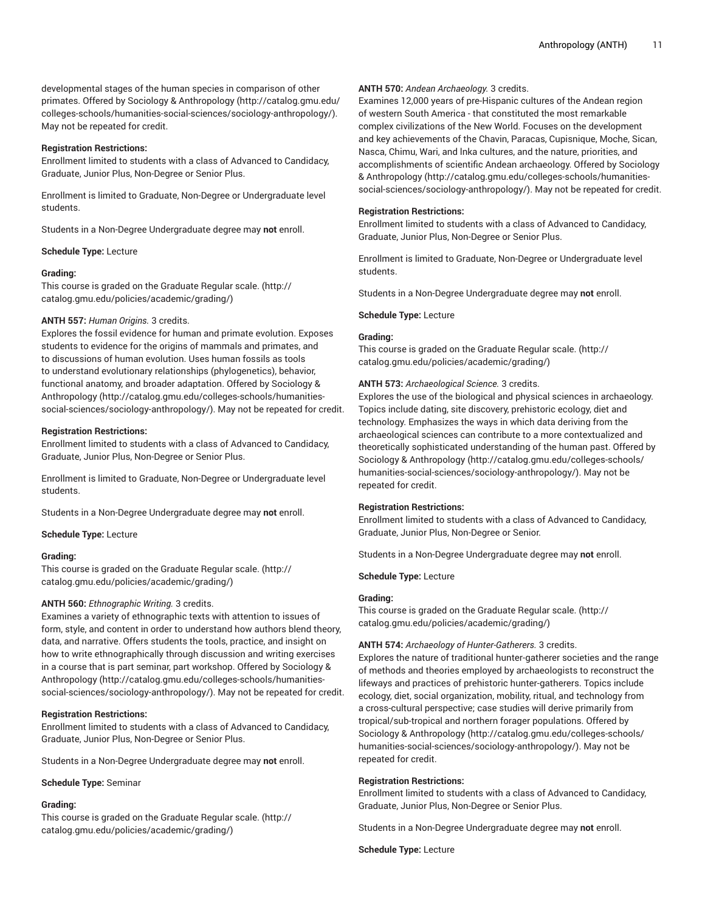developmental stages of the human species in comparison of other primates. Offered by Sociology & Anthropology (http://catalog.gmu.edu/colleges-schools/humanities-social-sciences/sociology-anthropology/). May not be repeated for credit.

**Registration Restrictions:**
Enrollment limited to students with a class of Advanced to Candidacy, Graduate, Junior Plus, Non-Degree or Senior Plus.

Enrollment is limited to Graduate, Non-Degree or Undergraduate level students.

Students in a Non-Degree Undergraduate degree may **not** enroll.

**Schedule Type:** Lecture

**Grading:**
This course is graded on the Graduate Regular scale. (http://catalog.gmu.edu/policies/academic/grading/)

**ANTH 557:** *Human Origins.* 3 credits.
Explores the fossil evidence for human and primate evolution. Exposes students to evidence for the origins of mammals and primates, and to discussions of human evolution. Uses human fossils as tools to understand evolutionary relationships (phylogenetics), behavior, functional anatomy, and broader adaptation. Offered by Sociology & Anthropology (http://catalog.gmu.edu/colleges-schools/humanities-social-sciences/sociology-anthropology/). May not be repeated for credit.

**Registration Restrictions:**
Enrollment limited to students with a class of Advanced to Candidacy, Graduate, Junior Plus, Non-Degree or Senior Plus.

Enrollment is limited to Graduate, Non-Degree or Undergraduate level students.

Students in a Non-Degree Undergraduate degree may **not** enroll.

**Schedule Type:** Lecture

**Grading:**
This course is graded on the Graduate Regular scale. (http://catalog.gmu.edu/policies/academic/grading/)

**ANTH 560:** *Ethnographic Writing.* 3 credits.
Examines a variety of ethnographic texts with attention to issues of form, style, and content in order to understand how authors blend theory, data, and narrative. Offers students the tools, practice, and insight on how to write ethnographically through discussion and writing exercises in a course that is part seminar, part workshop. Offered by Sociology & Anthropology (http://catalog.gmu.edu/colleges-schools/humanities-social-sciences/sociology-anthropology/). May not be repeated for credit.

**Registration Restrictions:**
Enrollment limited to students with a class of Advanced to Candidacy, Graduate, Junior Plus, Non-Degree or Senior Plus.

Students in a Non-Degree Undergraduate degree may **not** enroll.

**Schedule Type:** Seminar

**Grading:**
This course is graded on the Graduate Regular scale. (http://catalog.gmu.edu/policies/academic/grading/)

**ANTH 570:** *Andean Archaeology.* 3 credits.
Examines 12,000 years of pre-Hispanic cultures of the Andean region of western South America - that constituted the most remarkable complex civilizations of the New World. Focuses on the development and key achievements of the Chavin, Paracas, Cupisnique, Moche, Sican, Nasca, Chimu, Wari, and lnka cultures, and the nature, priorities, and accomplishments of scientific Andean archaeology. Offered by Sociology & Anthropology (http://catalog.gmu.edu/colleges-schools/humanities-social-sciences/sociology-anthropology/). May not be repeated for credit.

**Registration Restrictions:**
Enrollment limited to students with a class of Advanced to Candidacy, Graduate, Junior Plus, Non-Degree or Senior Plus.

Enrollment is limited to Graduate, Non-Degree or Undergraduate level students.

Students in a Non-Degree Undergraduate degree may **not** enroll.

**Schedule Type:** Lecture

**Grading:**
This course is graded on the Graduate Regular scale. (http://catalog.gmu.edu/policies/academic/grading/)

**ANTH 573:** *Archaeological Science.* 3 credits.
Explores the use of the biological and physical sciences in archaeology. Topics include dating, site discovery, prehistoric ecology, diet and technology. Emphasizes the ways in which data deriving from the archaeological sciences can contribute to a more contextualized and theoretically sophisticated understanding of the human past. Offered by Sociology & Anthropology (http://catalog.gmu.edu/colleges-schools/humanities-social-sciences/sociology-anthropology/). May not be repeated for credit.

**Registration Restrictions:**
Enrollment limited to students with a class of Advanced to Candidacy, Graduate, Junior Plus, Non-Degree or Senior.

Students in a Non-Degree Undergraduate degree may **not** enroll.

**Schedule Type:** Lecture

**Grading:**
This course is graded on the Graduate Regular scale. (http://catalog.gmu.edu/policies/academic/grading/)

**ANTH 574:** *Archaeology of Hunter-Gatherers.* 3 credits.
Explores the nature of traditional hunter-gatherer societies and the range of methods and theories employed by archaeologists to reconstruct the lifeways and practices of prehistoric hunter-gatherers. Topics include ecology, diet, social organization, mobility, ritual, and technology from a cross-cultural perspective; case studies will derive primarily from tropical/sub-tropical and northern forager populations. Offered by Sociology & Anthropology (http://catalog.gmu.edu/colleges-schools/humanities-social-sciences/sociology-anthropology/). May not be repeated for credit.

**Registration Restrictions:**
Enrollment limited to students with a class of Advanced to Candidacy, Graduate, Junior Plus, Non-Degree or Senior Plus.

Students in a Non-Degree Undergraduate degree may **not** enroll.

**Schedule Type:** Lecture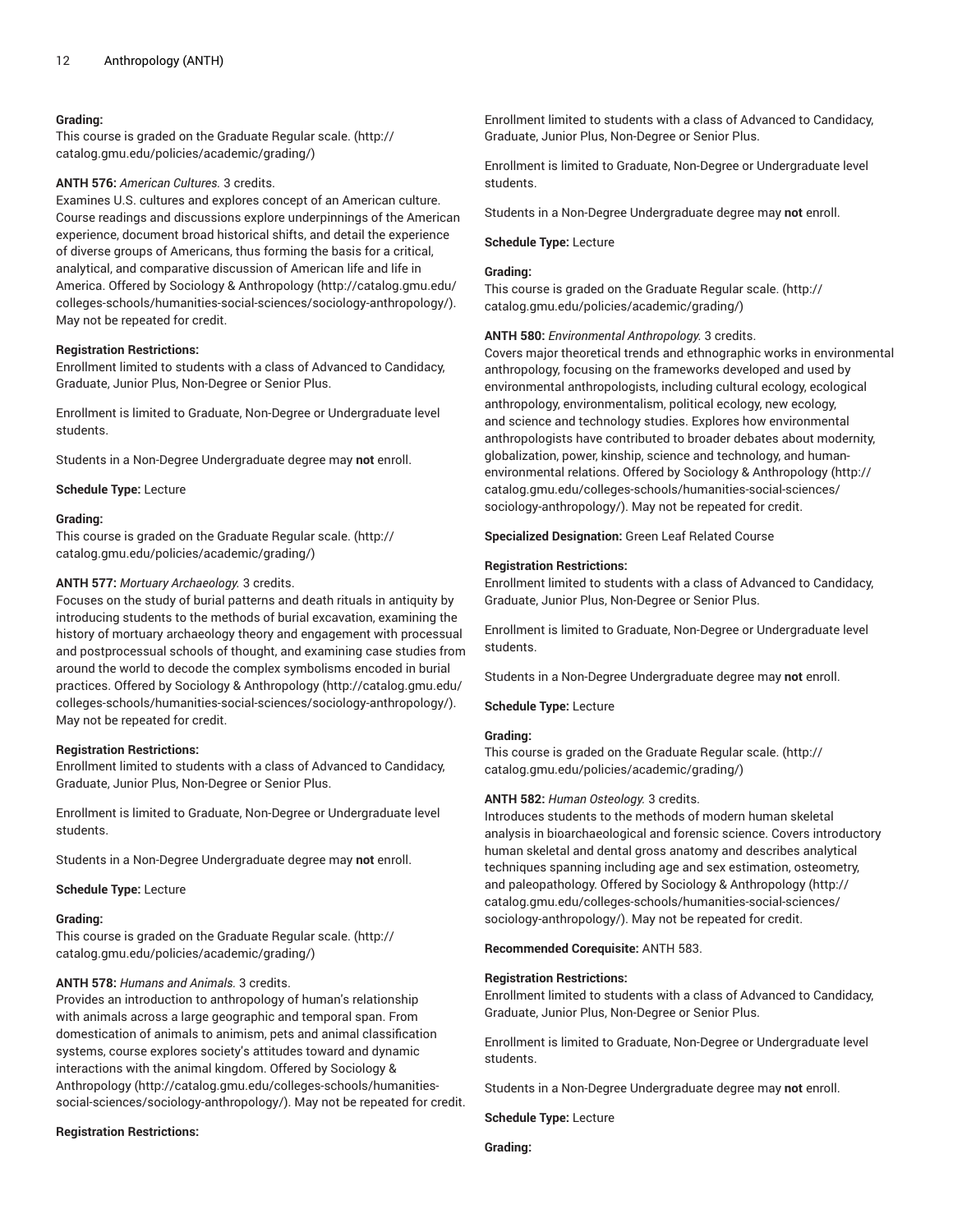**Grading:**
This course is graded on the Graduate Regular scale. (http://catalog.gmu.edu/policies/academic/grading/)

**ANTH 576:** *American Cultures.* 3 credits.
Examines U.S. cultures and explores concept of an American culture. Course readings and discussions explore underpinnings of the American experience, document broad historical shifts, and detail the experience of diverse groups of Americans, thus forming the basis for a critical, analytical, and comparative discussion of American life and life in America. Offered by Sociology & Anthropology (http://catalog.gmu.edu/colleges-schools/humanities-social-sciences/sociology-anthropology/). May not be repeated for credit.

**Registration Restrictions:**
Enrollment limited to students with a class of Advanced to Candidacy, Graduate, Junior Plus, Non-Degree or Senior Plus.

Enrollment is limited to Graduate, Non-Degree or Undergraduate level students.

Students in a Non-Degree Undergraduate degree may **not** enroll.

**Schedule Type:** Lecture

**Grading:**
This course is graded on the Graduate Regular scale. (http://catalog.gmu.edu/policies/academic/grading/)

**ANTH 577:** *Mortuary Archaeology.* 3 credits.
Focuses on the study of burial patterns and death rituals in antiquity by introducing students to the methods of burial excavation, examining the history of mortuary archaeology theory and engagement with processual and postprocessual schools of thought, and examining case studies from around the world to decode the complex symbolisms encoded in burial practices. Offered by Sociology & Anthropology (http://catalog.gmu.edu/colleges-schools/humanities-social-sciences/sociology-anthropology/). May not be repeated for credit.

**Registration Restrictions:**
Enrollment limited to students with a class of Advanced to Candidacy, Graduate, Junior Plus, Non-Degree or Senior Plus.

Enrollment is limited to Graduate, Non-Degree or Undergraduate level students.

Students in a Non-Degree Undergraduate degree may **not** enroll.

**Schedule Type:** Lecture

**Grading:**
This course is graded on the Graduate Regular scale. (http://catalog.gmu.edu/policies/academic/grading/)

**ANTH 578:** *Humans and Animals.* 3 credits.
Provides an introduction to anthropology of human's relationship with animals across a large geographic and temporal span. From domestication of animals to animism, pets and animal classification systems, course explores society's attitudes toward and dynamic interactions with the animal kingdom. Offered by Sociology & Anthropology (http://catalog.gmu.edu/colleges-schools/humanities-social-sciences/sociology-anthropology/). May not be repeated for credit.

**Registration Restrictions:**
Enrollment limited to students with a class of Advanced to Candidacy, Graduate, Junior Plus, Non-Degree or Senior Plus.

Enrollment is limited to Graduate, Non-Degree or Undergraduate level students.

Students in a Non-Degree Undergraduate degree may **not** enroll.

**Schedule Type:** Lecture

**Grading:**
This course is graded on the Graduate Regular scale. (http://catalog.gmu.edu/policies/academic/grading/)

**ANTH 580:** *Environmental Anthropology.* 3 credits.
Covers major theoretical trends and ethnographic works in environmental anthropology, focusing on the frameworks developed and used by environmental anthropologists, including cultural ecology, ecological anthropology, environmentalism, political ecology, new ecology, and science and technology studies. Explores how environmental anthropologists have contributed to broader debates about modernity, globalization, power, kinship, science and technology, and human-environmental relations. Offered by Sociology & Anthropology (http://catalog.gmu.edu/colleges-schools/humanities-social-sciences/sociology-anthropology/). May not be repeated for credit.

**Specialized Designation:** Green Leaf Related Course

**Registration Restrictions:**
Enrollment limited to students with a class of Advanced to Candidacy, Graduate, Junior Plus, Non-Degree or Senior Plus.

Enrollment is limited to Graduate, Non-Degree or Undergraduate level students.

Students in a Non-Degree Undergraduate degree may **not** enroll.

**Schedule Type:** Lecture

**Grading:**
This course is graded on the Graduate Regular scale. (http://catalog.gmu.edu/policies/academic/grading/)

**ANTH 582:** *Human Osteology.* 3 credits.
Introduces students to the methods of modern human skeletal analysis in bioarchaeological and forensic science. Covers introductory human skeletal and dental gross anatomy and describes analytical techniques spanning including age and sex estimation, osteometry, and paleopathology. Offered by Sociology & Anthropology (http://catalog.gmu.edu/colleges-schools/humanities-social-sciences/sociology-anthropology/). May not be repeated for credit.

**Recommended Corequisite:** ANTH 583.

**Registration Restrictions:**
Enrollment limited to students with a class of Advanced to Candidacy, Graduate, Junior Plus, Non-Degree or Senior Plus.

Enrollment is limited to Graduate, Non-Degree or Undergraduate level students.

Students in a Non-Degree Undergraduate degree may **not** enroll.

**Schedule Type:** Lecture

**Grading:**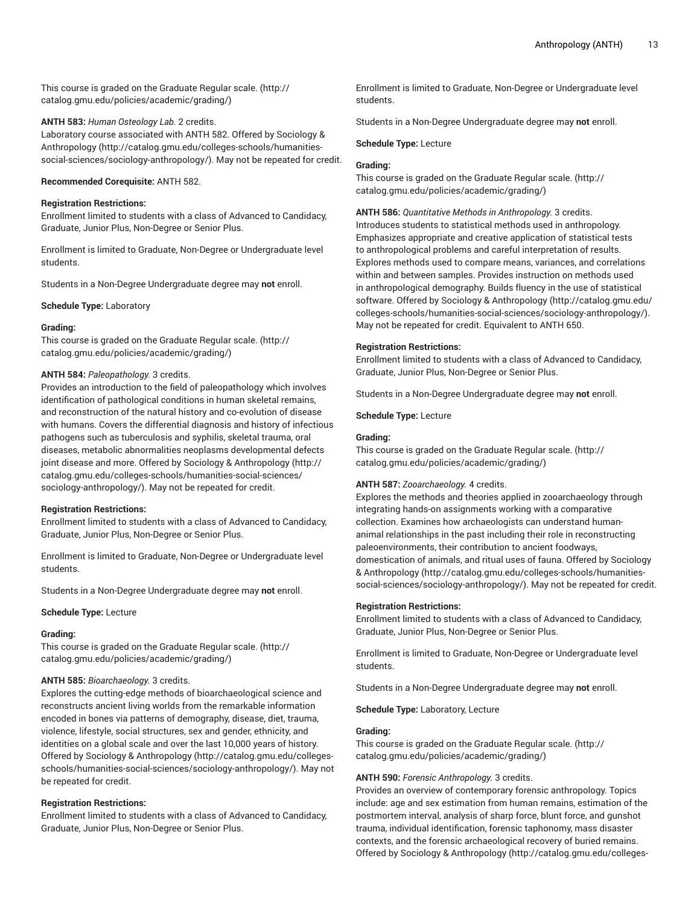This course is graded on the Graduate Regular scale. (http://catalog.gmu.edu/policies/academic/grading/)

**ANTH 583:** *Human Osteology Lab.* 2 credits.
Laboratory course associated with ANTH 582. Offered by Sociology & Anthropology (http://catalog.gmu.edu/colleges-schools/humanities-social-sciences/sociology-anthropology/). May not be repeated for credit.

**Recommended Corequisite:** ANTH 582.

**Registration Restrictions:**
Enrollment limited to students with a class of Advanced to Candidacy, Graduate, Junior Plus, Non-Degree or Senior Plus.

Enrollment is limited to Graduate, Non-Degree or Undergraduate level students.

Students in a Non-Degree Undergraduate degree may **not** enroll.

**Schedule Type:** Laboratory

**Grading:**
This course is graded on the Graduate Regular scale. (http://catalog.gmu.edu/policies/academic/grading/)

**ANTH 584:** *Paleopathology.* 3 credits.
Provides an introduction to the field of paleopathology which involves identification of pathological conditions in human skeletal remains, and reconstruction of the natural history and co-evolution of disease with humans. Covers the differential diagnosis and history of infectious pathogens such as tuberculosis and syphilis, skeletal trauma, oral diseases, metabolic abnormalities neoplasms developmental defects joint disease and more. Offered by Sociology & Anthropology (http://catalog.gmu.edu/colleges-schools/humanities-social-sciences/sociology-anthropology/). May not be repeated for credit.

**Registration Restrictions:**
Enrollment limited to students with a class of Advanced to Candidacy, Graduate, Junior Plus, Non-Degree or Senior Plus.

Enrollment is limited to Graduate, Non-Degree or Undergraduate level students.

Students in a Non-Degree Undergraduate degree may **not** enroll.

**Schedule Type:** Lecture

**Grading:**
This course is graded on the Graduate Regular scale. (http://catalog.gmu.edu/policies/academic/grading/)

**ANTH 585:** *Bioarchaeology.* 3 credits.
Explores the cutting-edge methods of bioarchaeological science and reconstructs ancient living worlds from the remarkable information encoded in bones via patterns of demography, disease, diet, trauma, violence, lifestyle, social structures, sex and gender, ethnicity, and identities on a global scale and over the last 10,000 years of history. Offered by Sociology & Anthropology (http://catalog.gmu.edu/colleges-schools/humanities-social-sciences/sociology-anthropology/). May not be repeated for credit.

**Registration Restrictions:**
Enrollment limited to students with a class of Advanced to Candidacy, Graduate, Junior Plus, Non-Degree or Senior Plus.

Enrollment is limited to Graduate, Non-Degree or Undergraduate level students.

Students in a Non-Degree Undergraduate degree may **not** enroll.

**Schedule Type:** Lecture

**Grading:**
This course is graded on the Graduate Regular scale. (http://catalog.gmu.edu/policies/academic/grading/)

**ANTH 586:** *Quantitative Methods in Anthropology.* 3 credits.
Introduces students to statistical methods used in anthropology. Emphasizes appropriate and creative application of statistical tests to anthropological problems and careful interpretation of results. Explores methods used to compare means, variances, and correlations within and between samples. Provides instruction on methods used in anthropological demography. Builds fluency in the use of statistical software. Offered by Sociology & Anthropology (http://catalog.gmu.edu/colleges-schools/humanities-social-sciences/sociology-anthropology/). May not be repeated for credit. Equivalent to ANTH 650.

**Registration Restrictions:**
Enrollment limited to students with a class of Advanced to Candidacy, Graduate, Junior Plus, Non-Degree or Senior Plus.

Students in a Non-Degree Undergraduate degree may **not** enroll.

**Schedule Type:** Lecture

**Grading:**
This course is graded on the Graduate Regular scale. (http://catalog.gmu.edu/policies/academic/grading/)

**ANTH 587:** *Zooarchaeology.* 4 credits.
Explores the methods and theories applied in zooarchaeology through integrating hands-on assignments working with a comparative collection. Examines how archaeologists can understand human-animal relationships in the past including their role in reconstructing paleoenvironments, their contribution to ancient foodways, domestication of animals, and ritual uses of fauna. Offered by Sociology & Anthropology (http://catalog.gmu.edu/colleges-schools/humanities-social-sciences/sociology-anthropology/). May not be repeated for credit.

**Registration Restrictions:**
Enrollment limited to students with a class of Advanced to Candidacy, Graduate, Junior Plus, Non-Degree or Senior Plus.

Enrollment is limited to Graduate, Non-Degree or Undergraduate level students.

Students in a Non-Degree Undergraduate degree may **not** enroll.

**Schedule Type:** Laboratory, Lecture

**Grading:**
This course is graded on the Graduate Regular scale. (http://catalog.gmu.edu/policies/academic/grading/)

**ANTH 590:** *Forensic Anthropology.* 3 credits.
Provides an overview of contemporary forensic anthropology. Topics include: age and sex estimation from human remains, estimation of the postmortem interval, analysis of sharp force, blunt force, and gunshot trauma, individual identification, forensic taphonomy, mass disaster contexts, and the forensic archaeological recovery of buried remains. Offered by Sociology & Anthropology (http://catalog.gmu.edu/colleges-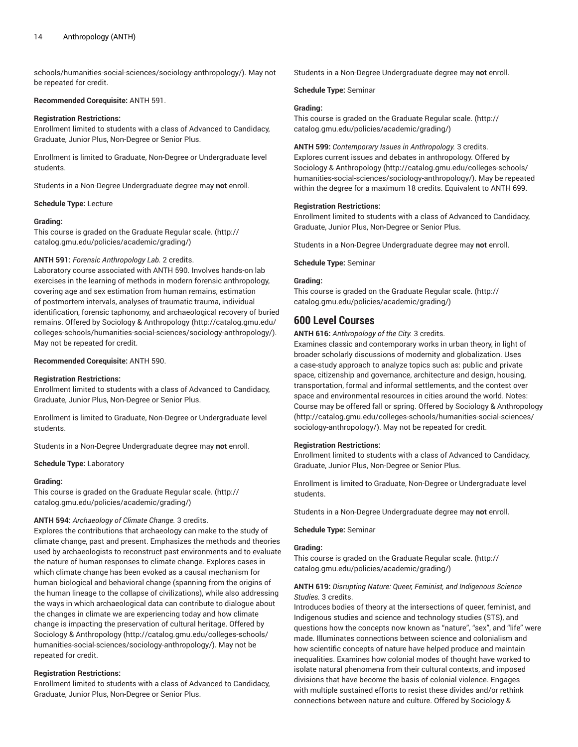schools/humanities-social-sciences/sociology-anthropology/). May not be repeated for credit.

**Recommended Corequisite:** ANTH 591.

**Registration Restrictions:**
Enrollment limited to students with a class of Advanced to Candidacy, Graduate, Junior Plus, Non-Degree or Senior Plus.

Enrollment is limited to Graduate, Non-Degree or Undergraduate level students.

Students in a Non-Degree Undergraduate degree may **not** enroll.

**Schedule Type:** Lecture

**Grading:**
This course is graded on the Graduate Regular scale. (http://catalog.gmu.edu/policies/academic/grading/)

**ANTH 591:** *Forensic Anthropology Lab.* 2 credits.
Laboratory course associated with ANTH 590. Involves hands-on lab exercises in the learning of methods in modern forensic anthropology, covering age and sex estimation from human remains, estimation of postmortem intervals, analyses of traumatic trauma, individual identification, forensic taphonomy, and archaeological recovery of buried remains. Offered by Sociology & Anthropology (http://catalog.gmu.edu/colleges-schools/humanities-social-sciences/sociology-anthropology/). May not be repeated for credit.

**Recommended Corequisite:** ANTH 590.

**Registration Restrictions:**
Enrollment limited to students with a class of Advanced to Candidacy, Graduate, Junior Plus, Non-Degree or Senior Plus.

Enrollment is limited to Graduate, Non-Degree or Undergraduate level students.

Students in a Non-Degree Undergraduate degree may **not** enroll.

**Schedule Type:** Laboratory

**Grading:**
This course is graded on the Graduate Regular scale. (http://catalog.gmu.edu/policies/academic/grading/)

**ANTH 594:** *Archaeology of Climate Change.* 3 credits.
Explores the contributions that archaeology can make to the study of climate change, past and present. Emphasizes the methods and theories used by archaeologists to reconstruct past environments and to evaluate the nature of human responses to climate change. Explores cases in which climate change has been evoked as a causal mechanism for human biological and behavioral change (spanning from the origins of the human lineage to the collapse of civilizations), while also addressing the ways in which archaeological data can contribute to dialogue about the changes in climate we are experiencing today and how climate change is impacting the preservation of cultural heritage. Offered by Sociology & Anthropology (http://catalog.gmu.edu/colleges-schools/humanities-social-sciences/sociology-anthropology/). May not be repeated for credit.

**Registration Restrictions:**
Enrollment limited to students with a class of Advanced to Candidacy, Graduate, Junior Plus, Non-Degree or Senior Plus.

Students in a Non-Degree Undergraduate degree may **not** enroll.

**Schedule Type:** Seminar

**Grading:**
This course is graded on the Graduate Regular scale. (http://catalog.gmu.edu/policies/academic/grading/)

**ANTH 599:** *Contemporary Issues in Anthropology.* 3 credits.
Explores current issues and debates in anthropology. Offered by Sociology & Anthropology (http://catalog.gmu.edu/colleges-schools/humanities-social-sciences/sociology-anthropology/). May be repeated within the degree for a maximum 18 credits. Equivalent to ANTH 699.

**Registration Restrictions:**
Enrollment limited to students with a class of Advanced to Candidacy, Graduate, Junior Plus, Non-Degree or Senior Plus.

Students in a Non-Degree Undergraduate degree may **not** enroll.

**Schedule Type:** Seminar

**Grading:**
This course is graded on the Graduate Regular scale. (http://catalog.gmu.edu/policies/academic/grading/)

## 600 Level Courses

**ANTH 616:** *Anthropology of the City.* 3 credits.
Examines classic and contemporary works in urban theory, in light of broader scholarly discussions of modernity and globalization. Uses a case-study approach to analyze topics such as: public and private space, citizenship and governance, architecture and design, housing, transportation, formal and informal settlements, and the contest over space and environmental resources in cities around the world. Notes: Course may be offered fall or spring. Offered by Sociology & Anthropology (http://catalog.gmu.edu/colleges-schools/humanities-social-sciences/sociology-anthropology/). May not be repeated for credit.

**Registration Restrictions:**
Enrollment limited to students with a class of Advanced to Candidacy, Graduate, Junior Plus, Non-Degree or Senior Plus.

Enrollment is limited to Graduate, Non-Degree or Undergraduate level students.

Students in a Non-Degree Undergraduate degree may **not** enroll.

**Schedule Type:** Seminar

**Grading:**
This course is graded on the Graduate Regular scale. (http://catalog.gmu.edu/policies/academic/grading/)

**ANTH 619:** *Disrupting Nature: Queer, Feminist, and Indigenous Science Studies.* 3 credits.
Introduces bodies of theory at the intersections of queer, feminist, and Indigenous studies and science and technology studies (STS), and questions how the concepts now known as "nature", "sex", and "life" were made. Illuminates connections between science and colonialism and how scientific concepts of nature have helped produce and maintain inequalities. Examines how colonial modes of thought have worked to isolate natural phenomena from their cultural contexts, and imposed divisions that have become the basis of colonial violence. Engages with multiple sustained efforts to resist these divides and/or rethink connections between nature and culture. Offered by Sociology &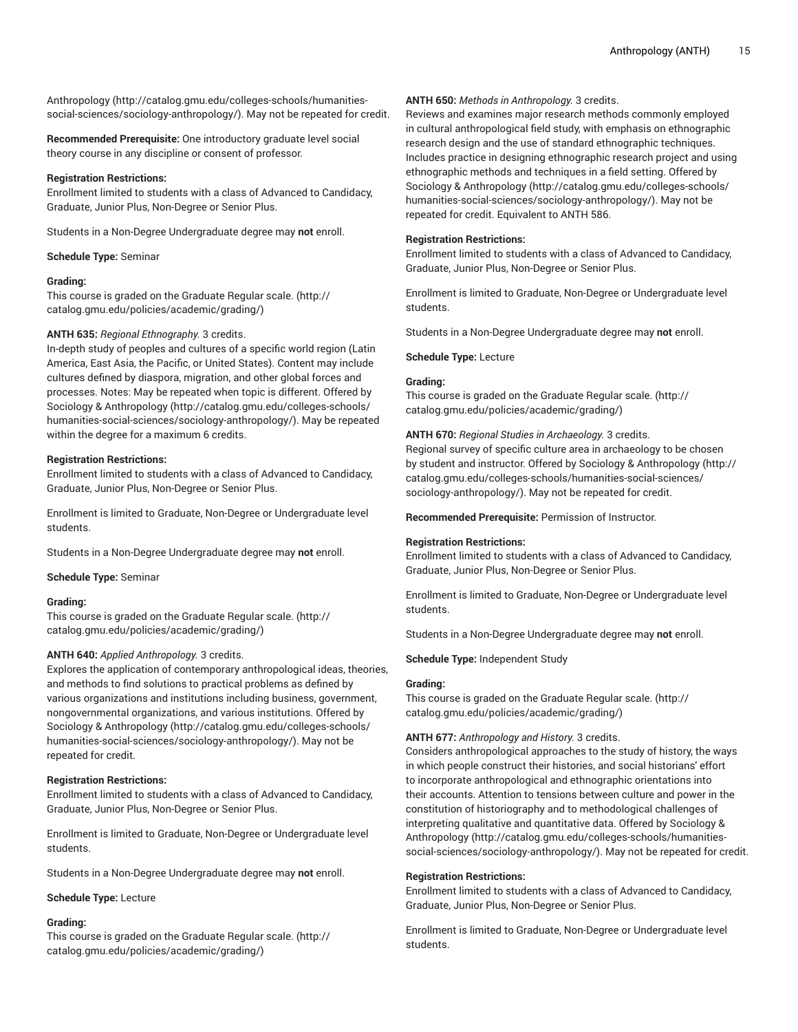Anthropology (http://catalog.gmu.edu/colleges-schools/humanities-social-sciences/sociology-anthropology/). May not be repeated for credit.

**Recommended Prerequisite:** One introductory graduate level social theory course in any discipline or consent of professor.

**Registration Restrictions:**
Enrollment limited to students with a class of Advanced to Candidacy, Graduate, Junior Plus, Non-Degree or Senior Plus.

Students in a Non-Degree Undergraduate degree may **not** enroll.

**Schedule Type:** Seminar

**Grading:**
This course is graded on the Graduate Regular scale. (http://catalog.gmu.edu/policies/academic/grading/)

**ANTH 635:** *Regional Ethnography.* 3 credits.
In-depth study of peoples and cultures of a specific world region (Latin America, East Asia, the Pacific, or United States). Content may include cultures defined by diaspora, migration, and other global forces and processes. Notes: May be repeated when topic is different. Offered by Sociology & Anthropology (http://catalog.gmu.edu/colleges-schools/humanities-social-sciences/sociology-anthropology/). May be repeated within the degree for a maximum 6 credits.

**Registration Restrictions:**
Enrollment limited to students with a class of Advanced to Candidacy, Graduate, Junior Plus, Non-Degree or Senior Plus.

Enrollment is limited to Graduate, Non-Degree or Undergraduate level students.

Students in a Non-Degree Undergraduate degree may **not** enroll.

**Schedule Type:** Seminar

**Grading:**
This course is graded on the Graduate Regular scale. (http://catalog.gmu.edu/policies/academic/grading/)

**ANTH 640:** *Applied Anthropology.* 3 credits.
Explores the application of contemporary anthropological ideas, theories, and methods to find solutions to practical problems as defined by various organizations and institutions including business, government, nongovernmental organizations, and various institutions. Offered by Sociology & Anthropology (http://catalog.gmu.edu/colleges-schools/humanities-social-sciences/sociology-anthropology/). May not be repeated for credit.

**Registration Restrictions:**
Enrollment limited to students with a class of Advanced to Candidacy, Graduate, Junior Plus, Non-Degree or Senior Plus.

Enrollment is limited to Graduate, Non-Degree or Undergraduate level students.

Students in a Non-Degree Undergraduate degree may **not** enroll.

**Schedule Type:** Lecture

**Grading:**
This course is graded on the Graduate Regular scale. (http://catalog.gmu.edu/policies/academic/grading/)

**ANTH 650:** *Methods in Anthropology.* 3 credits.
Reviews and examines major research methods commonly employed in cultural anthropological field study, with emphasis on ethnographic research design and the use of standard ethnographic techniques. Includes practice in designing ethnographic research project and using ethnographic methods and techniques in a field setting. Offered by Sociology & Anthropology (http://catalog.gmu.edu/colleges-schools/humanities-social-sciences/sociology-anthropology/). May not be repeated for credit. Equivalent to ANTH 586.

**Registration Restrictions:**
Enrollment limited to students with a class of Advanced to Candidacy, Graduate, Junior Plus, Non-Degree or Senior Plus.

Enrollment is limited to Graduate, Non-Degree or Undergraduate level students.

Students in a Non-Degree Undergraduate degree may **not** enroll.

**Schedule Type:** Lecture

**Grading:**
This course is graded on the Graduate Regular scale. (http://catalog.gmu.edu/policies/academic/grading/)

**ANTH 670:** *Regional Studies in Archaeology.* 3 credits.
Regional survey of specific culture area in archaeology to be chosen by student and instructor. Offered by Sociology & Anthropology (http://catalog.gmu.edu/colleges-schools/humanities-social-sciences/sociology-anthropology/). May not be repeated for credit.

**Recommended Prerequisite:** Permission of Instructor.

**Registration Restrictions:**
Enrollment limited to students with a class of Advanced to Candidacy, Graduate, Junior Plus, Non-Degree or Senior Plus.

Enrollment is limited to Graduate, Non-Degree or Undergraduate level students.

Students in a Non-Degree Undergraduate degree may **not** enroll.

**Schedule Type:** Independent Study

**Grading:**
This course is graded on the Graduate Regular scale. (http://catalog.gmu.edu/policies/academic/grading/)

**ANTH 677:** *Anthropology and History.* 3 credits.
Considers anthropological approaches to the study of history, the ways in which people construct their histories, and social historians' effort to incorporate anthropological and ethnographic orientations into their accounts. Attention to tensions between culture and power in the constitution of historiography and to methodological challenges of interpreting qualitative and quantitative data. Offered by Sociology & Anthropology (http://catalog.gmu.edu/colleges-schools/humanities-social-sciences/sociology-anthropology/). May not be repeated for credit.

**Registration Restrictions:**
Enrollment limited to students with a class of Advanced to Candidacy, Graduate, Junior Plus, Non-Degree or Senior Plus.

Enrollment is limited to Graduate, Non-Degree or Undergraduate level students.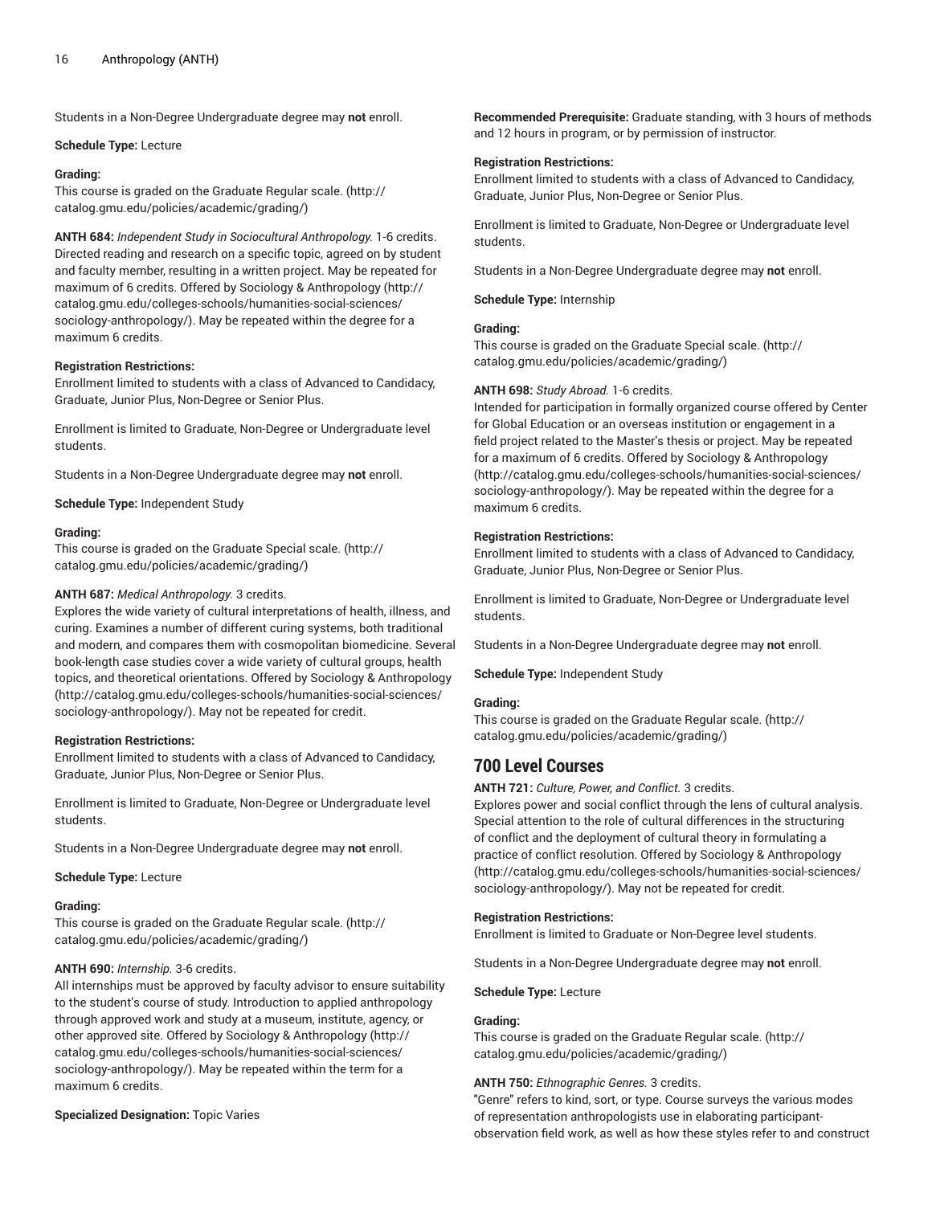Students in a Non-Degree Undergraduate degree may **not** enroll.

**Schedule Type:** Lecture

**Grading:**
This course is graded on the Graduate Regular scale. (http://catalog.gmu.edu/policies/academic/grading/)

**ANTH 684:** *Independent Study in Sociocultural Anthropology.* 1-6 credits.
Directed reading and research on a specific topic, agreed on by student and faculty member, resulting in a written project. May be repeated for maximum of 6 credits. Offered by Sociology & Anthropology (http://catalog.gmu.edu/colleges-schools/humanities-social-sciences/sociology-anthropology/). May be repeated within the degree for a maximum 6 credits.

**Registration Restrictions:**
Enrollment limited to students with a class of Advanced to Candidacy, Graduate, Junior Plus, Non-Degree or Senior Plus.

Enrollment is limited to Graduate, Non-Degree or Undergraduate level students.

Students in a Non-Degree Undergraduate degree may **not** enroll.

**Schedule Type:** Independent Study

**Grading:**
This course is graded on the Graduate Special scale. (http://catalog.gmu.edu/policies/academic/grading/)

**ANTH 687:** *Medical Anthropology.* 3 credits.
Explores the wide variety of cultural interpretations of health, illness, and curing. Examines a number of different curing systems, both traditional and modern, and compares them with cosmopolitan biomedicine. Several book-length case studies cover a wide variety of cultural groups, health topics, and theoretical orientations. Offered by Sociology & Anthropology (http://catalog.gmu.edu/colleges-schools/humanities-social-sciences/sociology-anthropology/). May not be repeated for credit.

**Registration Restrictions:**
Enrollment limited to students with a class of Advanced to Candidacy, Graduate, Junior Plus, Non-Degree or Senior Plus.

Enrollment is limited to Graduate, Non-Degree or Undergraduate level students.

Students in a Non-Degree Undergraduate degree may **not** enroll.

**Schedule Type:** Lecture

**Grading:**
This course is graded on the Graduate Regular scale. (http://catalog.gmu.edu/policies/academic/grading/)

**ANTH 690:** *Internship.* 3-6 credits.
All internships must be approved by faculty advisor to ensure suitability to the student's course of study. Introduction to applied anthropology through approved work and study at a museum, institute, agency, or other approved site. Offered by Sociology & Anthropology (http://catalog.gmu.edu/colleges-schools/humanities-social-sciences/sociology-anthropology/). May be repeated within the term for a maximum 6 credits.

**Specialized Designation:** Topic Varies

**Recommended Prerequisite:** Graduate standing, with 3 hours of methods and 12 hours in program, or by permission of instructor.

**Registration Restrictions:**
Enrollment limited to students with a class of Advanced to Candidacy, Graduate, Junior Plus, Non-Degree or Senior Plus.

Enrollment is limited to Graduate, Non-Degree or Undergraduate level students.

Students in a Non-Degree Undergraduate degree may **not** enroll.

**Schedule Type:** Internship

**Grading:**
This course is graded on the Graduate Special scale. (http://catalog.gmu.edu/policies/academic/grading/)

**ANTH 698:** *Study Abroad.* 1-6 credits.
Intended for participation in formally organized course offered by Center for Global Education or an overseas institution or engagement in a field project related to the Master's thesis or project. May be repeated for a maximum of 6 credits. Offered by Sociology & Anthropology (http://catalog.gmu.edu/colleges-schools/humanities-social-sciences/sociology-anthropology/). May be repeated within the degree for a maximum 6 credits.

**Registration Restrictions:**
Enrollment limited to students with a class of Advanced to Candidacy, Graduate, Junior Plus, Non-Degree or Senior Plus.

Enrollment is limited to Graduate, Non-Degree or Undergraduate level students.

Students in a Non-Degree Undergraduate degree may **not** enroll.

**Schedule Type:** Independent Study

**Grading:**
This course is graded on the Graduate Regular scale. (http://catalog.gmu.edu/policies/academic/grading/)

## 700 Level Courses

**ANTH 721:** *Culture, Power, and Conflict.* 3 credits.
Explores power and social conflict through the lens of cultural analysis. Special attention to the role of cultural differences in the structuring of conflict and the deployment of cultural theory in formulating a practice of conflict resolution. Offered by Sociology & Anthropology (http://catalog.gmu.edu/colleges-schools/humanities-social-sciences/sociology-anthropology/). May not be repeated for credit.

**Registration Restrictions:**
Enrollment is limited to Graduate or Non-Degree level students.

Students in a Non-Degree Undergraduate degree may **not** enroll.

**Schedule Type:** Lecture

**Grading:**
This course is graded on the Graduate Regular scale. (http://catalog.gmu.edu/policies/academic/grading/)

**ANTH 750:** *Ethnographic Genres.* 3 credits.
"Genre" refers to kind, sort, or type. Course surveys the various modes of representation anthropologists use in elaborating participant-observation field work, as well as how these styles refer to and construct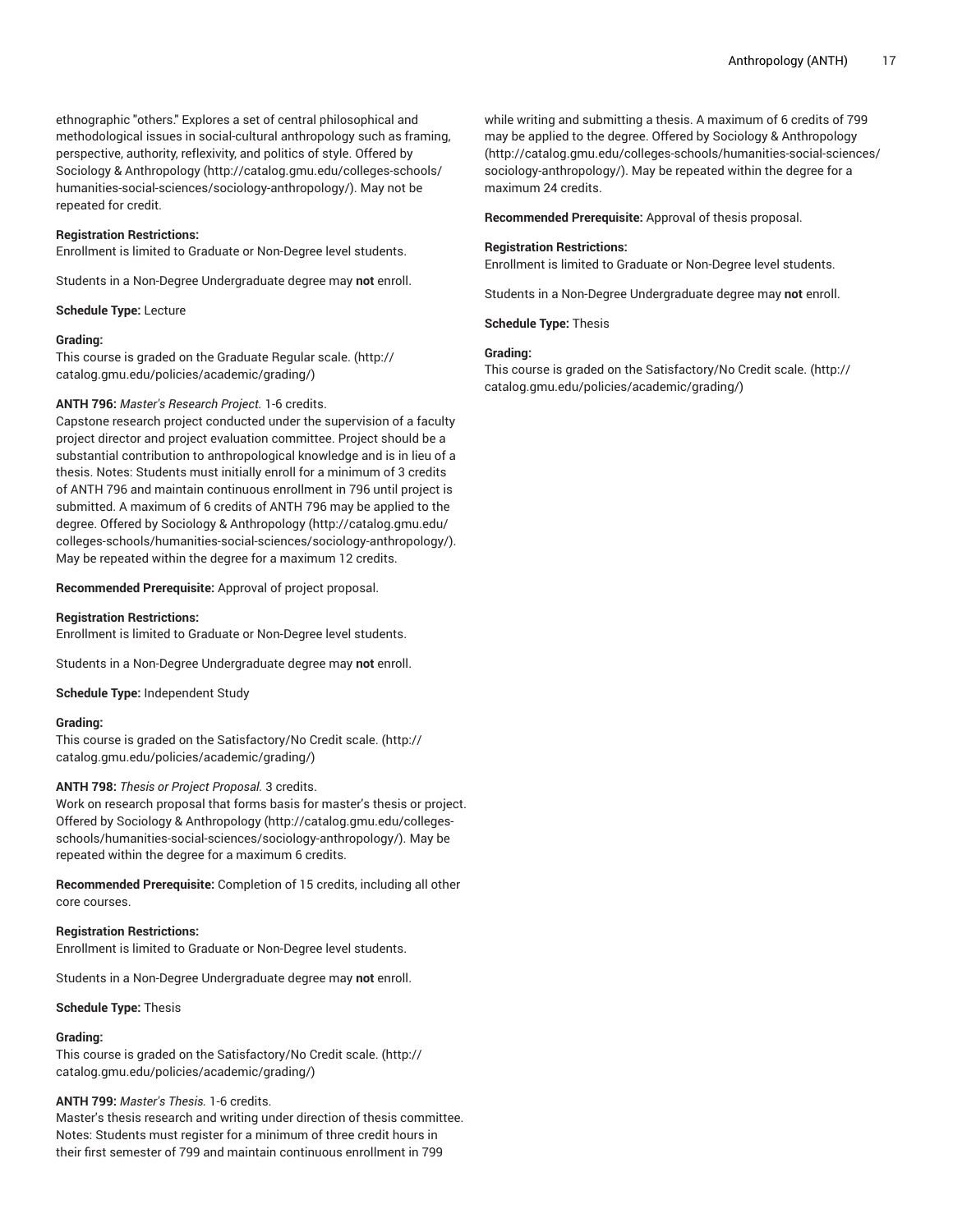ethnographic "others." Explores a set of central philosophical and methodological issues in social-cultural anthropology such as framing, perspective, authority, reflexivity, and politics of style. Offered by Sociology & Anthropology (http://catalog.gmu.edu/colleges-schools/humanities-social-sciences/sociology-anthropology/). May not be repeated for credit.

**Registration Restrictions:**
Enrollment is limited to Graduate or Non-Degree level students.

Students in a Non-Degree Undergraduate degree may **not** enroll.

**Schedule Type:** Lecture

**Grading:**
This course is graded on the Graduate Regular scale. (http://catalog.gmu.edu/policies/academic/grading/)

**ANTH 796:** *Master's Research Project.* 1-6 credits.
Capstone research project conducted under the supervision of a faculty project director and project evaluation committee. Project should be a substantial contribution to anthropological knowledge and is in lieu of a thesis. Notes: Students must initially enroll for a minimum of 3 credits of ANTH 796 and maintain continuous enrollment in 796 until project is submitted. A maximum of 6 credits of ANTH 796 may be applied to the degree. Offered by Sociology & Anthropology (http://catalog.gmu.edu/colleges-schools/humanities-social-sciences/sociology-anthropology/). May be repeated within the degree for a maximum 12 credits.

**Recommended Prerequisite:** Approval of project proposal.

**Registration Restrictions:**
Enrollment is limited to Graduate or Non-Degree level students.

Students in a Non-Degree Undergraduate degree may **not** enroll.

**Schedule Type:** Independent Study

**Grading:**
This course is graded on the Satisfactory/No Credit scale. (http://catalog.gmu.edu/policies/academic/grading/)

**ANTH 798:** *Thesis or Project Proposal.* 3 credits.
Work on research proposal that forms basis for master's thesis or project. Offered by Sociology & Anthropology (http://catalog.gmu.edu/colleges-schools/humanities-social-sciences/sociology-anthropology/). May be repeated within the degree for a maximum 6 credits.

**Recommended Prerequisite:** Completion of 15 credits, including all other core courses.

**Registration Restrictions:**
Enrollment is limited to Graduate or Non-Degree level students.

Students in a Non-Degree Undergraduate degree may **not** enroll.

**Schedule Type:** Thesis

**Grading:**
This course is graded on the Satisfactory/No Credit scale. (http://catalog.gmu.edu/policies/academic/grading/)

**ANTH 799:** *Master's Thesis.* 1-6 credits.
Master's thesis research and writing under direction of thesis committee. Notes: Students must register for a minimum of three credit hours in their first semester of 799 and maintain continuous enrollment in 799 while writing and submitting a thesis. A maximum of 6 credits of 799 may be applied to the degree. Offered by Sociology & Anthropology (http://catalog.gmu.edu/colleges-schools/humanities-social-sciences/sociology-anthropology/). May be repeated within the degree for a maximum 24 credits.

**Recommended Prerequisite:** Approval of thesis proposal.

**Registration Restrictions:**
Enrollment is limited to Graduate or Non-Degree level students.

Students in a Non-Degree Undergraduate degree may **not** enroll.

**Schedule Type:** Thesis

**Grading:**
This course is graded on the Satisfactory/No Credit scale. (http://catalog.gmu.edu/policies/academic/grading/)